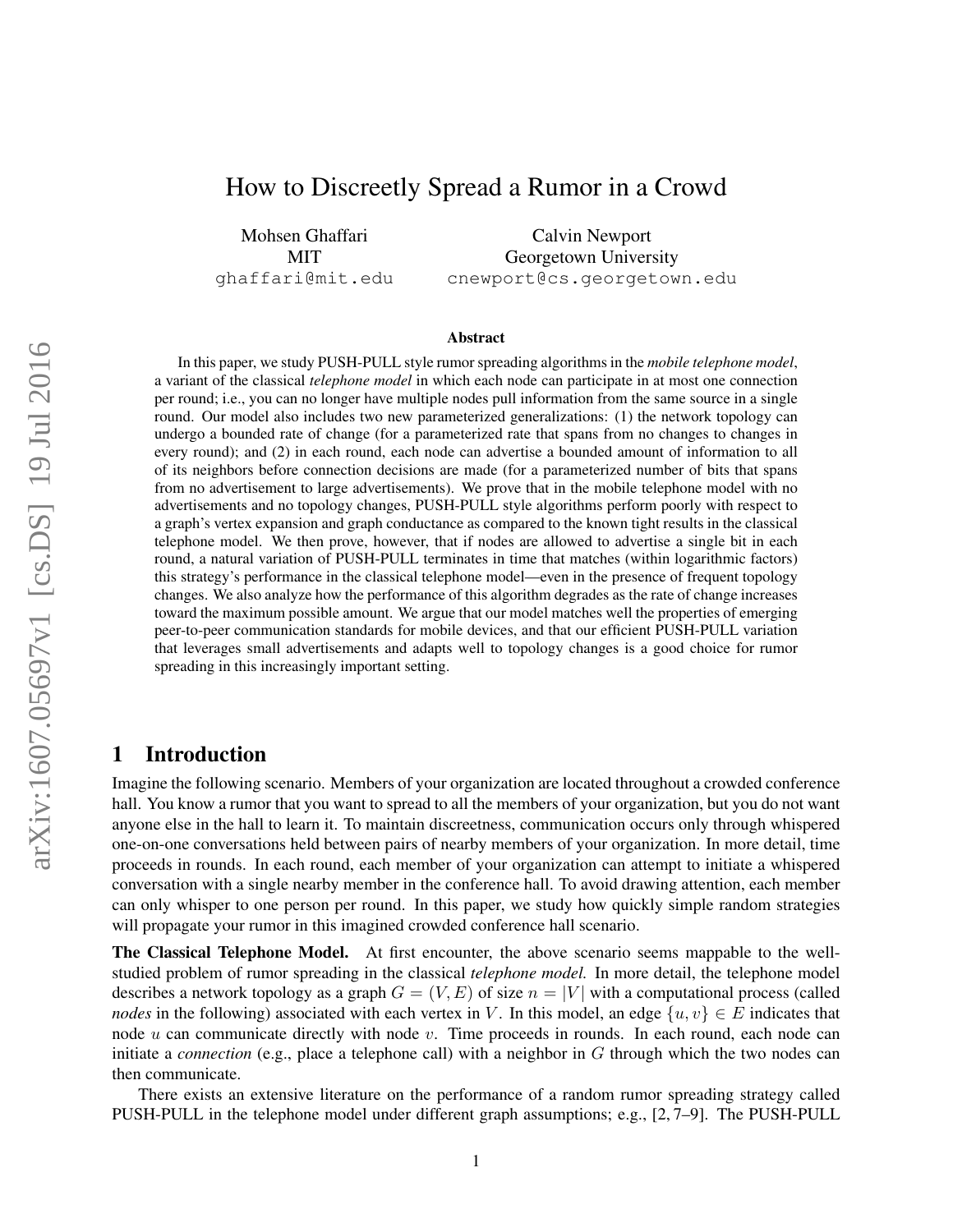# How to Discreetly Spread a Rumor in a Crowd

Mohsen Ghaffari
MIT
ghaffari@mit.edu

Calvin Newport
Georgetown University
cnewport@cs.georgetown.edu

### Abstract

In this paper, we study PUSH-PULL style rumor spreading algorithms in the *mobile telephone model*, a variant of the classical *telephone model* in which each node can participate in at most one connection per round; i.e., you can no longer have multiple nodes pull information from the same source in a single round. Our model also includes two new parameterized generalizations: (1) the network topology can undergo a bounded rate of change (for a parameterized rate that spans from no changes to changes in every round); and (2) in each round, each node can advertise a bounded amount of information to all of its neighbors before connection decisions are made (for a parameterized number of bits that spans from no advertisement to large advertisements). We prove that in the mobile telephone model with no advertisements and no topology changes, PUSH-PULL style algorithms perform poorly with respect to a graph's vertex expansion and graph conductance as compared to the known tight results in the classical telephone model. We then prove, however, that if nodes are allowed to advertise a single bit in each round, a natural variation of PUSH-PULL terminates in time that matches (within logarithmic factors) this strategy's performance in the classical telephone model—even in the presence of frequent topology changes. We also analyze how the performance of this algorithm degrades as the rate of change increases toward the maximum possible amount. We argue that our model matches well the properties of emerging peer-to-peer communication standards for mobile devices, and that our efficient PUSH-PULL variation that leverages small advertisements and adapts well to topology changes is a good choice for rumor spreading in this increasingly important setting.

## 1 Introduction

Imagine the following scenario. Members of your organization are located throughout a crowded conference hall. You know a rumor that you want to spread to all the members of your organization, but you do not want anyone else in the hall to learn it. To maintain discreetness, communication occurs only through whispered one-on-one conversations held between pairs of nearby members of your organization. In more detail, time proceeds in rounds. In each round, each member of your organization can attempt to initiate a whispered conversation with a single nearby member in the conference hall. To avoid drawing attention, each member can only whisper to one person per round. In this paper, we study how quickly simple random strategies will propagate your rumor in this imagined crowded conference hall scenario.

**The Classical Telephone Model.** At first encounter, the above scenario seems mappable to the well-studied problem of rumor spreading in the classical *telephone model*. In more detail, the telephone model describes a network topology as a graph $G = (V, E)$ of size $n = |V|$ with a computational process (called *nodes* in the following) associated with each vertex in $V$. In this model, an edge $\{u, v\} \in E$ indicates that node $u$ can communicate directly with node $v$. Time proceeds in rounds. In each round, each node can initiate a *connection* (e.g., place a telephone call) with a neighbor in $G$ through which the two nodes can then communicate.

There exists an extensive literature on the performance of a random rumor spreading strategy called PUSH-PULL in the telephone model under different graph assumptions; e.g., [2, 7–9]. The PUSH-PULL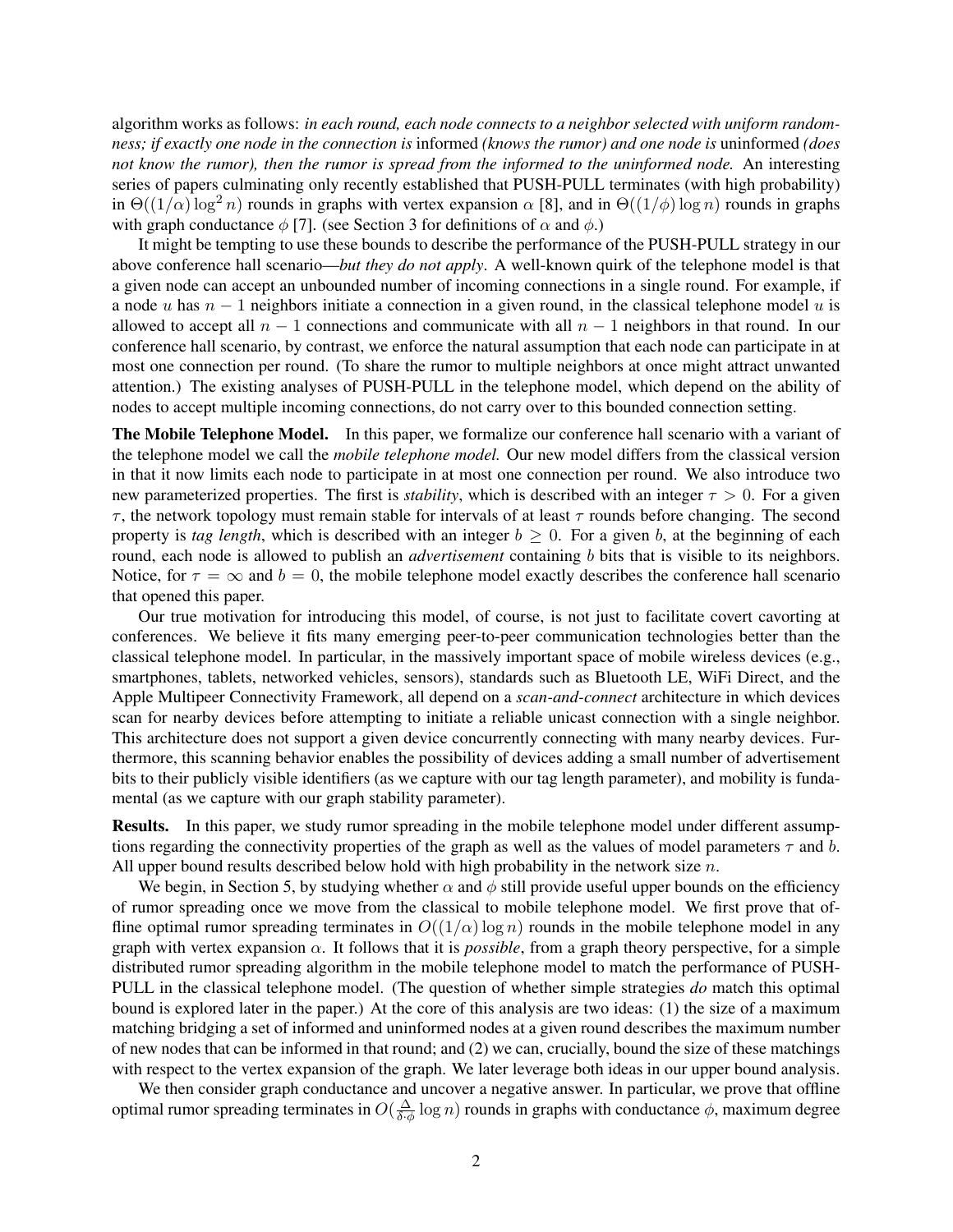algorithm works as follows: *in each round, each node connects to a neighbor selected with uniform randomness; if exactly one node in the connection is* informed *(knows the rumor) and one node is* uninformed *(does not know the rumor), then the rumor is spread from the informed to the uninformed node.* An interesting series of papers culminating only recently established that PUSH-PULL terminates (with high probability) in $\Theta((1/\alpha)\log^2 n)$ rounds in graphs with vertex expansion $\alpha$ [8], and in $\Theta((1/\phi)\log n)$ rounds in graphs with graph conductance $\phi$ [7]. (see Section 3 for definitions of $\alpha$ and $\phi$.)

It might be tempting to use these bounds to describe the performance of the PUSH-PULL strategy in our above conference hall scenario—*but they do not apply*. A well-known quirk of the telephone model is that a given node can accept an unbounded number of incoming connections in a single round. For example, if a node $u$ has $n-1$ neighbors initiate a connection in a given round, in the classical telephone model $u$ is allowed to accept all $n-1$ connections and communicate with all $n-1$ neighbors in that round. In our conference hall scenario, by contrast, we enforce the natural assumption that each node can participate in at most one connection per round. (To share the rumor to multiple neighbors at once might attract unwanted attention.) The existing analyses of PUSH-PULL in the telephone model, which depend on the ability of nodes to accept multiple incoming connections, do not carry over to this bounded connection setting.

**The Mobile Telephone Model.** In this paper, we formalize our conference hall scenario with a variant of the telephone model we call the *mobile telephone model.* Our new model differs from the classical version in that it now limits each node to participate in at most one connection per round. We also introduce two new parameterized properties. The first is *stability*, which is described with an integer $\tau > 0$. For a given $\tau$, the network topology must remain stable for intervals of at least $\tau$ rounds before changing. The second property is *tag length*, which is described with an integer $b \geq 0$. For a given $b$, at the beginning of each round, each node is allowed to publish an *advertisement* containing $b$ bits that is visible to its neighbors. Notice, for $\tau = \infty$ and $b = 0$, the mobile telephone model exactly describes the conference hall scenario that opened this paper.

Our true motivation for introducing this model, of course, is not just to facilitate covert cavorting at conferences. We believe it fits many emerging peer-to-peer communication technologies better than the classical telephone model. In particular, in the massively important space of mobile wireless devices (e.g., smartphones, tablets, networked vehicles, sensors), standards such as Bluetooth LE, WiFi Direct, and the Apple Multipeer Connectivity Framework, all depend on a *scan-and-connect* architecture in which devices scan for nearby devices before attempting to initiate a reliable unicast connection with a single neighbor. This architecture does not support a given device concurrently connecting with many nearby devices. Furthermore, this scanning behavior enables the possibility of devices adding a small number of advertisement bits to their publicly visible identifiers (as we capture with our tag length parameter), and mobility is fundamental (as we capture with our graph stability parameter).

**Results.** In this paper, we study rumor spreading in the mobile telephone model under different assumptions regarding the connectivity properties of the graph as well as the values of model parameters $\tau$ and $b$. All upper bound results described below hold with high probability in the network size $n$.

We begin, in Section 5, by studying whether $\alpha$ and $\phi$ still provide useful upper bounds on the efficiency of rumor spreading once we move from the classical to mobile telephone model. We first prove that offline optimal rumor spreading terminates in $O((1/\alpha)\log n)$ rounds in the mobile telephone model in any graph with vertex expansion $\alpha$. It follows that it is *possible*, from a graph theory perspective, for a simple distributed rumor spreading algorithm in the mobile telephone model to match the performance of PUSH-PULL in the classical telephone model. (The question of whether simple strategies *do* match this optimal bound is explored later in the paper.) At the core of this analysis are two ideas: (1) the size of a maximum matching bridging a set of informed and uninformed nodes at a given round describes the maximum number of new nodes that can be informed in that round; and (2) we can, crucially, bound the size of these matchings with respect to the vertex expansion of the graph. We later leverage both ideas in our upper bound analysis.

We then consider graph conductance and uncover a negative answer. In particular, we prove that offline optimal rumor spreading terminates in $O(\frac{\Delta}{\delta \cdot \phi}\log n)$ rounds in graphs with conductance $\phi$, maximum degree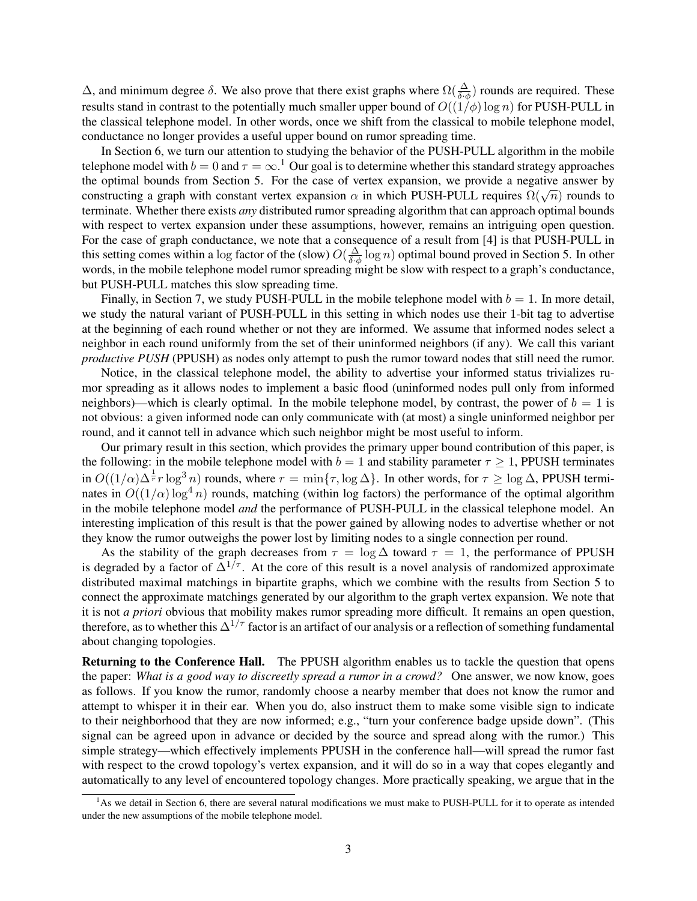$\Delta$, and minimum degree $\delta$. We also prove that there exist graphs where $\Omega(\frac{\Delta}{\delta \cdot \phi})$ rounds are required. These results stand in contrast to the potentially much smaller upper bound of $O((1/\phi)\log n)$ for PUSH-PULL in the classical telephone model. In other words, once we shift from the classical to mobile telephone model, conductance no longer provides a useful upper bound on rumor spreading time.

In Section 6, we turn our attention to studying the behavior of the PUSH-PULL algorithm in the mobile telephone model with $b = 0$ and $\tau = \infty$.[1] Our goal is to determine whether this standard strategy approaches the optimal bounds from Section 5. For the case of vertex expansion, we provide a negative answer by constructing a graph with constant vertex expansion $\alpha$ in which PUSH-PULL requires $\Omega(\sqrt{n})$ rounds to terminate. Whether there exists *any* distributed rumor spreading algorithm that can approach optimal bounds with respect to vertex expansion under these assumptions, however, remains an intriguing open question. For the case of graph conductance, we note that a consequence of a result from [4] is that PUSH-PULL in this setting comes within a log factor of the (slow) $O(\frac{\Delta}{\delta \cdot \phi}\log n)$ optimal bound proved in Section 5. In other words, in the mobile telephone model rumor spreading might be slow with respect to a graph's conductance, but PUSH-PULL matches this slow spreading time.

Finally, in Section 7, we study PUSH-PULL in the mobile telephone model with $b = 1$. In more detail, we study the natural variant of PUSH-PULL in this setting in which nodes use their 1-bit tag to advertise at the beginning of each round whether or not they are informed. We assume that informed nodes select a neighbor in each round uniformly from the set of their uninformed neighbors (if any). We call this variant *productive PUSH* (PPUSH) as nodes only attempt to push the rumor toward nodes that still need the rumor.

Notice, in the classical telephone model, the ability to advertise your informed status trivializes rumor spreading as it allows nodes to implement a basic flood (uninformed nodes pull only from informed neighbors)—which is clearly optimal. In the mobile telephone model, by contrast, the power of $b = 1$ is not obvious: a given informed node can only communicate with (at most) a single uninformed neighbor per round, and it cannot tell in advance which such neighbor might be most useful to inform.

Our primary result in this section, which provides the primary upper bound contribution of this paper, is the following: in the mobile telephone model with $b = 1$ and stability parameter $\tau \geq 1$, PPUSH terminates in $O((1/\alpha)\Delta^{\frac{1}{\tau}} r \log^3 n)$ rounds, where $r = \min\{\tau, \log \Delta\}$. In other words, for $\tau \geq \log \Delta$, PPUSH terminates in $O((1/\alpha)\log^4 n)$ rounds, matching (within log factors) the performance of the optimal algorithm in the mobile telephone model *and* the performance of PUSH-PULL in the classical telephone model. An interesting implication of this result is that the power gained by allowing nodes to advertise whether or not they know the rumor outweighs the power lost by limiting nodes to a single connection per round.

As the stability of the graph decreases from $\tau = \log \Delta$ toward $\tau = 1$, the performance of PPUSH is degraded by a factor of $\Delta^{1/\tau}$. At the core of this result is a novel analysis of randomized approximate distributed maximal matchings in bipartite graphs, which we combine with the results from Section 5 to connect the approximate matchings generated by our algorithm to the graph vertex expansion. We note that it is not *a priori* obvious that mobility makes rumor spreading more difficult. It remains an open question, therefore, as to whether this $\Delta^{1/\tau}$ factor is an artifact of our analysis or a reflection of something fundamental about changing topologies.

**Returning to the Conference Hall.** The PPUSH algorithm enables us to tackle the question that opens the paper: *What is a good way to discreetly spread a rumor in a crowd?* One answer, we now know, goes as follows. If you know the rumor, randomly choose a nearby member that does not know the rumor and attempt to whisper it in their ear. When you do, also instruct them to make some visible sign to indicate to their neighborhood that they are now informed; e.g., "turn your conference badge upside down". (This signal can be agreed upon in advance or decided by the source and spread along with the rumor.) This simple strategy—which effectively implements PPUSH in the conference hall—will spread the rumor fast with respect to the crowd topology's vertex expansion, and it will do so in a way that copes elegantly and automatically to any level of encountered topology changes. More practically speaking, we argue that in the

[1] As we detail in Section 6, there are several natural modifications we must make to PUSH-PULL for it to operate as intended under the new assumptions of the mobile telephone model.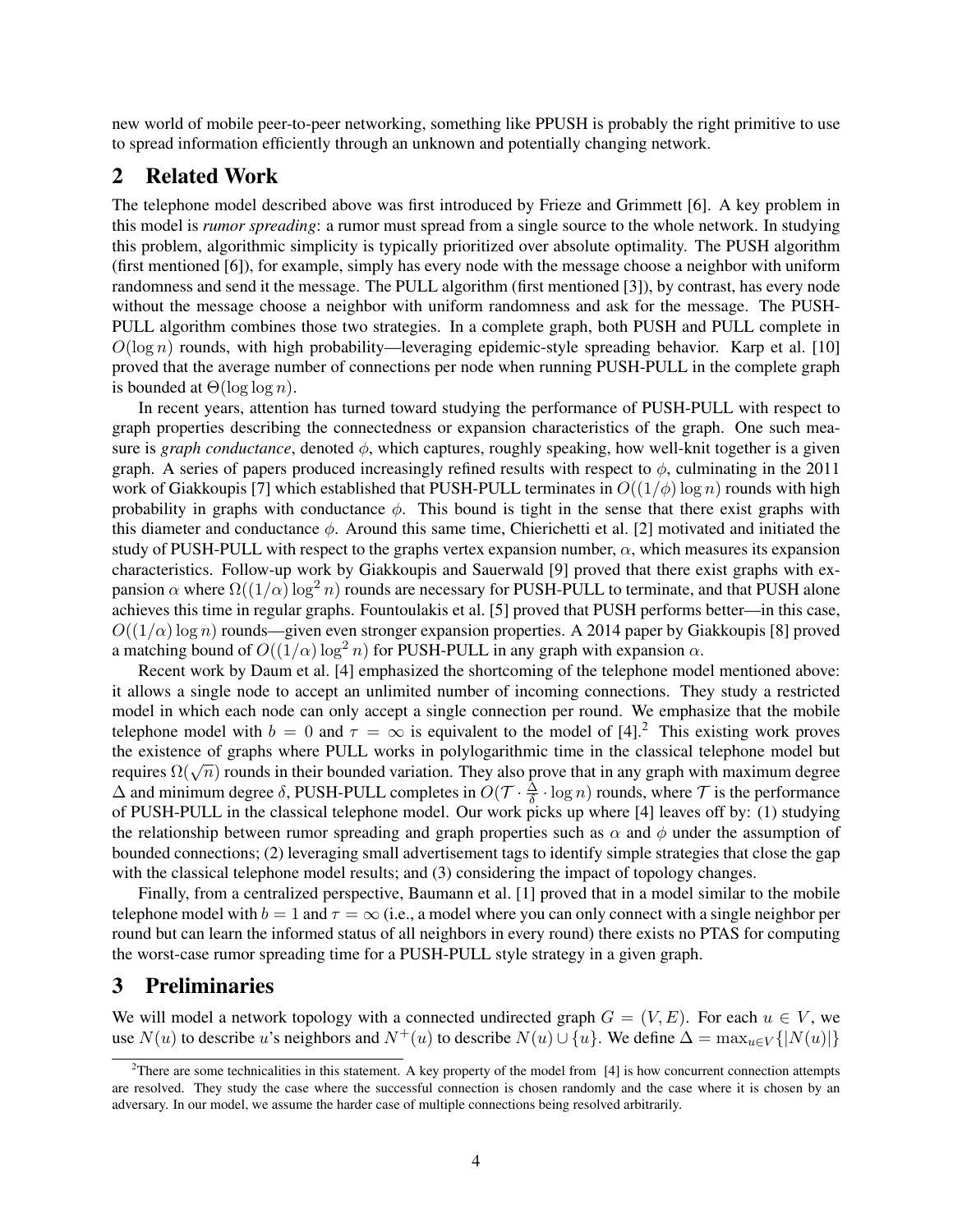new world of mobile peer-to-peer networking, something like PPUSH is probably the right primitive to use to spread information efficiently through an unknown and potentially changing network.

## 2 Related Work

The telephone model described above was first introduced by Frieze and Grimmett [6]. A key problem in this model is *rumor spreading*: a rumor must spread from a single source to the whole network. In studying this problem, algorithmic simplicity is typically prioritized over absolute optimality. The PUSH algorithm (first mentioned [6]), for example, simply has every node with the message choose a neighbor with uniform randomness and send it the message. The PULL algorithm (first mentioned [3]), by contrast, has every node without the message choose a neighbor with uniform randomness and ask for the message. The PUSH-PULL algorithm combines those two strategies. In a complete graph, both PUSH and PULL complete in $O(\log n)$ rounds, with high probability—leveraging epidemic-style spreading behavior. Karp et al. [10] proved that the average number of connections per node when running PUSH-PULL in the complete graph is bounded at $\Theta(\log \log n)$.

In recent years, attention has turned toward studying the performance of PUSH-PULL with respect to graph properties describing the connectedness or expansion characteristics of the graph. One such measure is *graph conductance*, denoted $\phi$, which captures, roughly speaking, how well-knit together is a given graph. A series of papers produced increasingly refined results with respect to $\phi$, culminating in the 2011 work of Giakkoupis [7] which established that PUSH-PULL terminates in $O((1/\phi)\log n)$ rounds with high probability in graphs with conductance $\phi$. This bound is tight in the sense that there exist graphs with this diameter and conductance $\phi$. Around this same time, Chierichetti et al. [2] motivated and initiated the study of PUSH-PULL with respect to the graphs vertex expansion number, $\alpha$, which measures its expansion characteristics. Follow-up work by Giakkoupis and Sauerwald [9] proved that there exist graphs with expansion $\alpha$ where $\Omega((1/\alpha)\log^2 n)$ rounds are necessary for PUSH-PULL to terminate, and that PUSH alone achieves this time in regular graphs. Fountoulakis et al. [5] proved that PUSH performs better—in this case, $O((1/\alpha)\log n)$ rounds—given even stronger expansion properties. A 2014 paper by Giakkoupis [8] proved a matching bound of $O((1/\alpha)\log^2 n)$ for PUSH-PULL in any graph with expansion $\alpha$.

Recent work by Daum et al. [4] emphasized the shortcoming of the telephone model mentioned above: it allows a single node to accept an unlimited number of incoming connections. They study a restricted model in which each node can only accept a single connection per round. We emphasize that the mobile telephone model with $b = 0$ and $\tau = \infty$ is equivalent to the model of [4].[2] This existing work proves the existence of graphs where PULL works in polylogarithmic time in the classical telephone model but requires $\Omega(\sqrt{n})$ rounds in their bounded variation. They also prove that in any graph with maximum degree $\Delta$ and minimum degree $\delta$, PUSH-PULL completes in $O(\mathcal{T} \cdot \frac{\Delta}{\delta} \cdot \log n)$ rounds, where $\mathcal{T}$ is the performance of PUSH-PULL in the classical telephone model. Our work picks up where [4] leaves off by: (1) studying the relationship between rumor spreading and graph properties such as $\alpha$ and $\phi$ under the assumption of bounded connections; (2) leveraging small advertisement tags to identify simple strategies that close the gap with the classical telephone model results; and (3) considering the impact of topology changes.

Finally, from a centralized perspective, Baumann et al. [1] proved that in a model similar to the mobile telephone model with $b = 1$ and $\tau = \infty$ (i.e., a model where you can only connect with a single neighbor per round but can learn the informed status of all neighbors in every round) there exists no PTAS for computing the worst-case rumor spreading time for a PUSH-PULL style strategy in a given graph.

## 3 Preliminaries

We will model a network topology with a connected undirected graph $G = (V, E)$. For each $u \in V$, we use $N(u)$ to describe $u$'s neighbors and $N^+(u)$ to describe $N(u) \cup \{u\}$. We define $\Delta = \max_{u \in V}\{|N(u)|\}$

[2] There are some technicalities in this statement. A key property of the model from [4] is how concurrent connection attempts are resolved. They study the case where the successful connection is chosen randomly and the case where it is chosen by an adversary. In our model, we assume the harder case of multiple connections being resolved arbitrarily.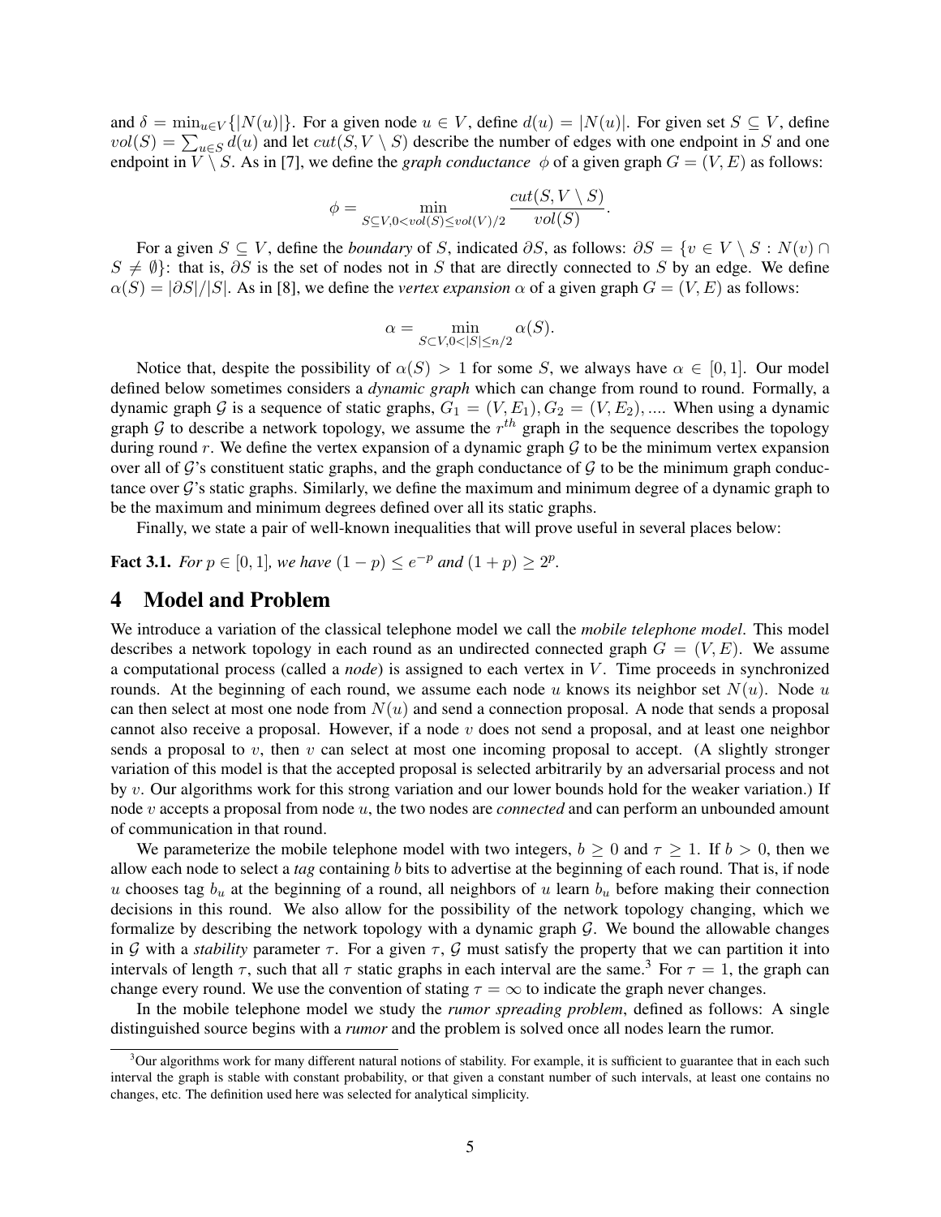and $\delta = \min_{u \in V}\{|N(u)|\}$. For a given node $u \in V$, define $d(u) = |N(u)|$. For given set $S \subseteq V$, define $vol(S) = \sum_{u \in S} d(u)$ and let $cut(S, V \setminus S)$ describe the number of edges with one endpoint in $S$ and one endpoint in $V \setminus S$. As in [7], we define the *graph conductance* $\phi$ of a given graph $G = (V, E)$ as follows:

$$\phi = \min_{S \subseteq V, 0 < vol(S) \leq vol(V)/2} \frac{cut(S, V \setminus S)}{vol(S)}.$$

For a given $S \subseteq V$, define the *boundary* of $S$, indicated $\partial S$, as follows: $\partial S = \{v \in V \setminus S : N(v) \cap S \neq \emptyset\}$: that is, $\partial S$ is the set of nodes not in $S$ that are directly connected to $S$ by an edge. We define $\alpha(S) = |\partial S|/|S|$. As in [8], we define the *vertex expansion* $\alpha$ of a given graph $G = (V, E)$ as follows:

$$\alpha = \min_{S \subset V, 0 < |S| \leq n/2} \alpha(S).$$

Notice that, despite the possibility of $\alpha(S) > 1$ for some $S$, we always have $\alpha \in [0, 1]$. Our model defined below sometimes considers a *dynamic graph* which can change from round to round. Formally, a dynamic graph $\mathcal{G}$ is a sequence of static graphs, $G_1 = (V, E_1), G_2 = (V, E_2), ....$ When using a dynamic graph $\mathcal{G}$ to describe a network topology, we assume the $r^{th}$ graph in the sequence describes the topology during round $r$. We define the vertex expansion of a dynamic graph $\mathcal{G}$ to be the minimum vertex expansion over all of $\mathcal{G}$'s constituent static graphs, and the graph conductance of $\mathcal{G}$ to be the minimum graph conductance over $\mathcal{G}$'s static graphs. Similarly, we define the maximum and minimum degree of a dynamic graph to be the maximum and minimum degrees defined over all its static graphs.

Finally, we state a pair of well-known inequalities that will prove useful in several places below:

**Fact 3.1.** *For $p \in [0, 1]$, we have $(1 - p) \leq e^{-p}$ and $(1 + p) \geq 2^p$.*

# 4 Model and Problem

We introduce a variation of the classical telephone model we call the *mobile telephone model*. This model describes a network topology in each round as an undirected connected graph $G = (V, E)$. We assume a computational process (called a *node*) is assigned to each vertex in $V$. Time proceeds in synchronized rounds. At the beginning of each round, we assume each node $u$ knows its neighbor set $N(u)$. Node $u$ can then select at most one node from $N(u)$ and send a connection proposal. A node that sends a proposal cannot also receive a proposal. However, if a node $v$ does not send a proposal, and at least one neighbor sends a proposal to $v$, then $v$ can select at most one incoming proposal to accept. (A slightly stronger variation of this model is that the accepted proposal is selected arbitrarily by an adversarial process and not by $v$. Our algorithms work for this strong variation and our lower bounds hold for the weaker variation.) If node $v$ accepts a proposal from node $u$, the two nodes are *connected* and can perform an unbounded amount of communication in that round.

We parameterize the mobile telephone model with two integers, $b \geq 0$ and $\tau \geq 1$. If $b > 0$, then we allow each node to select a *tag* containing $b$ bits to advertise at the beginning of each round. That is, if node $u$ chooses tag $b_u$ at the beginning of a round, all neighbors of $u$ learn $b_u$ before making their connection decisions in this round. We also allow for the possibility of the network topology changing, which we formalize by describing the network topology with a dynamic graph $\mathcal{G}$. We bound the allowable changes in $\mathcal{G}$ with a *stability* parameter $\tau$. For a given $\tau$, $\mathcal{G}$ must satisfy the property that we can partition it into intervals of length $\tau$, such that all $\tau$ static graphs in each interval are the same.[3] For $\tau = 1$, the graph can change every round. We use the convention of stating $\tau = \infty$ to indicate the graph never changes.

In the mobile telephone model we study the *rumor spreading problem*, defined as follows: A single distinguished source begins with a *rumor* and the problem is solved once all nodes learn the rumor.

[3] Our algorithms work for many different natural notions of stability. For example, it is sufficient to guarantee that in each such interval the graph is stable with constant probability, or that given a constant number of such intervals, at least one contains no changes, etc. The definition used here was selected for analytical simplicity.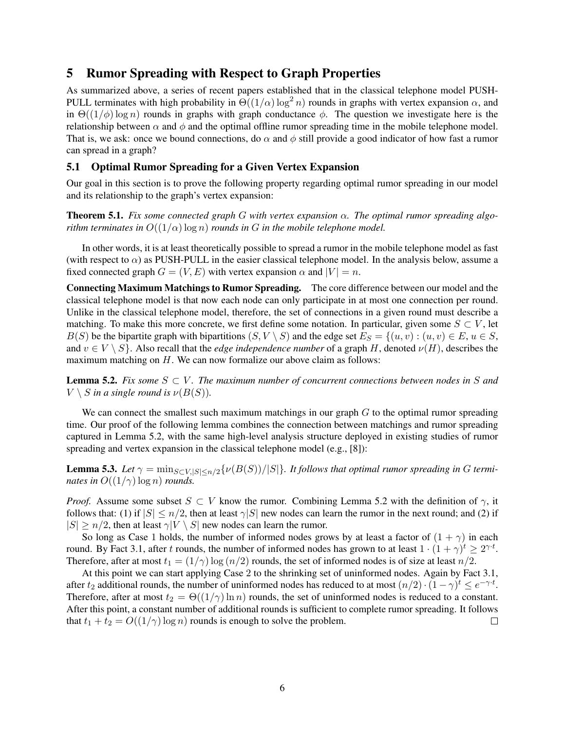## 5 Rumor Spreading with Respect to Graph Properties

As summarized above, a series of recent papers established that in the classical telephone model PUSH-PULL terminates with high probability in $\Theta((1/\alpha)\log^2 n)$ rounds in graphs with vertex expansion $\alpha$, and in $\Theta((1/\phi)\log n)$ rounds in graphs with graph conductance $\phi$. The question we investigate here is the relationship between $\alpha$ and $\phi$ and the optimal offline rumor spreading time in the mobile telephone model. That is, we ask: once we bound connections, do $\alpha$ and $\phi$ still provide a good indicator of how fast a rumor can spread in a graph?

### 5.1 Optimal Rumor Spreading for a Given Vertex Expansion

Our goal in this section is to prove the following property regarding optimal rumor spreading in our model and its relationship to the graph's vertex expansion:

**Theorem 5.1.** *Fix some connected graph $G$ with vertex expansion $\alpha$. The optimal rumor spreading algorithm terminates in $O((1/\alpha)\log n)$ rounds in $G$ in the mobile telephone model.*

In other words, it is at least theoretically possible to spread a rumor in the mobile telephone model as fast (with respect to $\alpha$) as PUSH-PULL in the easier classical telephone model. In the analysis below, assume a fixed connected graph $G = (V, E)$ with vertex expansion $\alpha$ and $|V| = n$.

**Connecting Maximum Matchings to Rumor Spreading.** The core difference between our model and the classical telephone model is that now each node can only participate in at most one connection per round. Unlike in the classical telephone model, therefore, the set of connections in a given round must describe a matching. To make this more concrete, we first define some notation. In particular, given some $S \subset V$, let $B(S)$ be the bipartite graph with bipartitions $(S, V \setminus S)$ and the edge set $E_S = \{(u,v) : (u,v) \in E, u \in S,$ and $v \in V \setminus S\}$. Also recall that the *edge independence number* of a graph $H$, denoted $\nu(H)$, describes the maximum matching on $H$. We can now formalize our above claim as follows:

**Lemma 5.2.** *Fix some $S \subset V$. The maximum number of concurrent connections between nodes in $S$ and $V \setminus S$ in a single round is $\nu(B(S))$.*

We can connect the smallest such maximum matchings in our graph $G$ to the optimal rumor spreading time. Our proof of the following lemma combines the connection between matchings and rumor spreading captured in Lemma 5.2, with the same high-level analysis structure deployed in existing studies of rumor spreading and vertex expansion in the classical telephone model (e.g., [8]):

**Lemma 5.3.** *Let $\gamma = \min_{S \subset V, |S| \leq n/2}\{\nu(B(S))/|S|\}$. It follows that optimal rumor spreading in $G$ terminates in $O((1/\gamma)\log n)$ rounds.*

*Proof.* Assume some subset $S \subset V$ know the rumor. Combining Lemma 5.2 with the definition of $\gamma$, it follows that: (1) if $|S| \leq n/2$, then at least $\gamma|S|$ new nodes can learn the rumor in the next round; and (2) if $|S| \geq n/2$, then at least $\gamma|V \setminus S|$ new nodes can learn the rumor.

So long as Case 1 holds, the number of informed nodes grows by at least a factor of $(1+\gamma)$ in each round. By Fact 3.1, after $t$ rounds, the number of informed nodes has grown to at least $1 \cdot (1+\gamma)^t \geq 2^{\gamma \cdot t}$. Therefore, after at most $t_1 = (1/\gamma)\log(n/2)$ rounds, the set of informed nodes is of size at least $n/2$.

At this point we can start applying Case 2 to the shrinking set of uninformed nodes. Again by Fact 3.1, after $t_2$ additional rounds, the number of uninformed nodes has reduced to at most $(n/2) \cdot (1-\gamma)^t \leq e^{-\gamma \cdot t}$. Therefore, after at most $t_2 = \Theta((1/\gamma)\ln n)$ rounds, the set of uninformed nodes is reduced to a constant. After this point, a constant number of additional rounds is sufficient to complete rumor spreading. It follows that $t_1 + t_2 = O((1/\gamma)\log n)$ rounds is enough to solve the problem. $\square$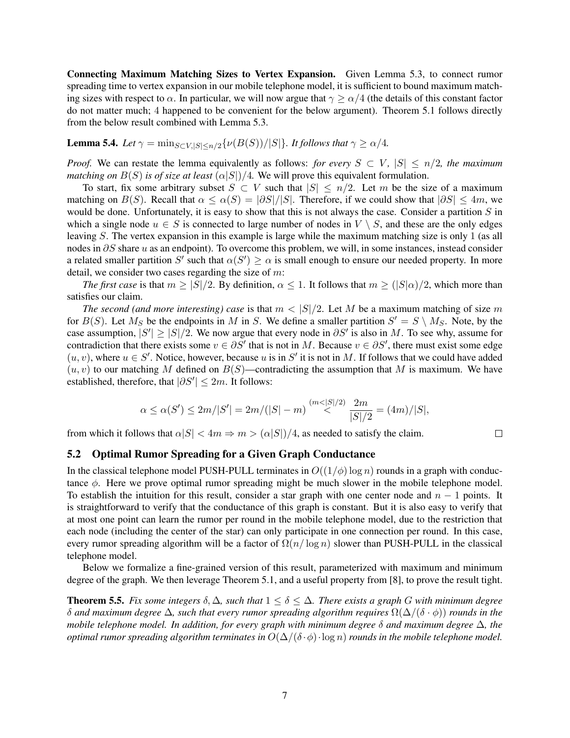**Connecting Maximum Matching Sizes to Vertex Expansion.** Given Lemma 5.3, to connect rumor spreading time to vertex expansion in our mobile telephone model, it is sufficient to bound maximum matching sizes with respect to $\alpha$. In particular, we will now argue that $\gamma \geq \alpha/4$ (the details of this constant factor do not matter much; 4 happened to be convenient for the below argument). Theorem 5.1 follows directly from the below result combined with Lemma 5.3.

**Lemma 5.4.** *Let $\gamma = \min_{S \subset V, |S| \leq n/2}\{\nu(B(S))/|S|\}$. It follows that $\gamma \geq \alpha/4$.*

*Proof.* We can restate the lemma equivalently as follows: *for every $S \subset V$, $|S| \leq n/2$, the maximum matching on $B(S)$ is of size at least $(\alpha|S|)/4$.* We will prove this equivalent formulation.

To start, fix some arbitrary subset $S \subset V$ such that $|S| \leq n/2$. Let $m$ be the size of a maximum matching on $B(S)$. Recall that $\alpha \leq \alpha(S) = |\partial S|/|S|$. Therefore, if we could show that $|\partial S| \leq 4m$, we would be done. Unfortunately, it is easy to show that this is not always the case. Consider a partition $S$ in which a single node $u \in S$ is connected to large number of nodes in $V \setminus S$, and these are the only edges leaving $S$. The vertex expansion in this example is large while the maximum matching size is only 1 (as all nodes in $\partial S$ share $u$ as an endpoint). To overcome this problem, we will, in some instances, instead consider a related smaller partition $S'$ such that $\alpha(S') \geq \alpha$ is small enough to ensure our needed property. In more detail, we consider two cases regarding the size of $m$:

*The first case* is that $m \geq |S|/2$. By definition, $\alpha \leq 1$. It follows that $m \geq (|S|\alpha)/2$, which more than satisfies our claim.

*The second (and more interesting) case* is that $m < |S|/2$. Let $M$ be a maximum matching of size $m$ for $B(S)$. Let $M_S$ be the endpoints in $M$ in $S$. We define a smaller partition $S' = S \setminus M_S$. Note, by the case assumption, $|S'| \geq |S|/2$. We now argue that every node in $\partial S'$ is also in $M$. To see why, assume for contradiction that there exists some $v \in \partial S'$ that is not in $M$. Because $v \in \partial S'$, there must exist some edge $(u, v)$, where $u \in S'$. Notice, however, because $u$ is in $S'$ it is not in $M$. If follows that we could have added $(u, v)$ to our matching $M$ defined on $B(S)$—contradicting the assumption that $M$ is maximum. We have established, therefore, that $|\partial S'| \leq 2m$. It follows:

$$\alpha \leq \alpha(S') \leq 2m/|S'| = 2m/(|S| - m) \overset{(m<|S|/2)}{<} \frac{2m}{|S|/2} = (4m)/|S|,$$

from which it follows that $\alpha|S| < 4m \Rightarrow m > (\alpha|S|)/4$, as needed to satisfy the claim. $\square$

## 5.2 Optimal Rumor Spreading for a Given Graph Conductance

In the classical telephone model PUSH-PULL terminates in $O((1/\phi)\log n)$ rounds in a graph with conductance $\phi$. Here we prove optimal rumor spreading might be much slower in the mobile telephone model. To establish the intuition for this result, consider a star graph with one center node and $n-1$ points. It is straightforward to verify that the conductance of this graph is constant. But it is also easy to verify that at most one point can learn the rumor per round in the mobile telephone model, due to the restriction that each node (including the center of the star) can only participate in one connection per round. In this case, every rumor spreading algorithm will be a factor of $\Omega(n/\log n)$ slower than PUSH-PULL in the classical telephone model.

Below we formalize a fine-grained version of this result, parameterized with maximum and minimum degree of the graph. We then leverage Theorem 5.1, and a useful property from [8], to prove the result tight.

**Theorem 5.5.** *Fix some integers $\delta, \Delta$, such that $1 \leq \delta \leq \Delta$. There exists a graph $G$ with minimum degree $\delta$ and maximum degree $\Delta$, such that every rumor spreading algorithm requires $\Omega(\Delta/(\delta \cdot \phi))$ rounds in the mobile telephone model. In addition, for every graph with minimum degree $\delta$ and maximum degree $\Delta$, the optimal rumor spreading algorithm terminates in $O(\Delta/(\delta \cdot \phi) \cdot \log n)$ rounds in the mobile telephone model.*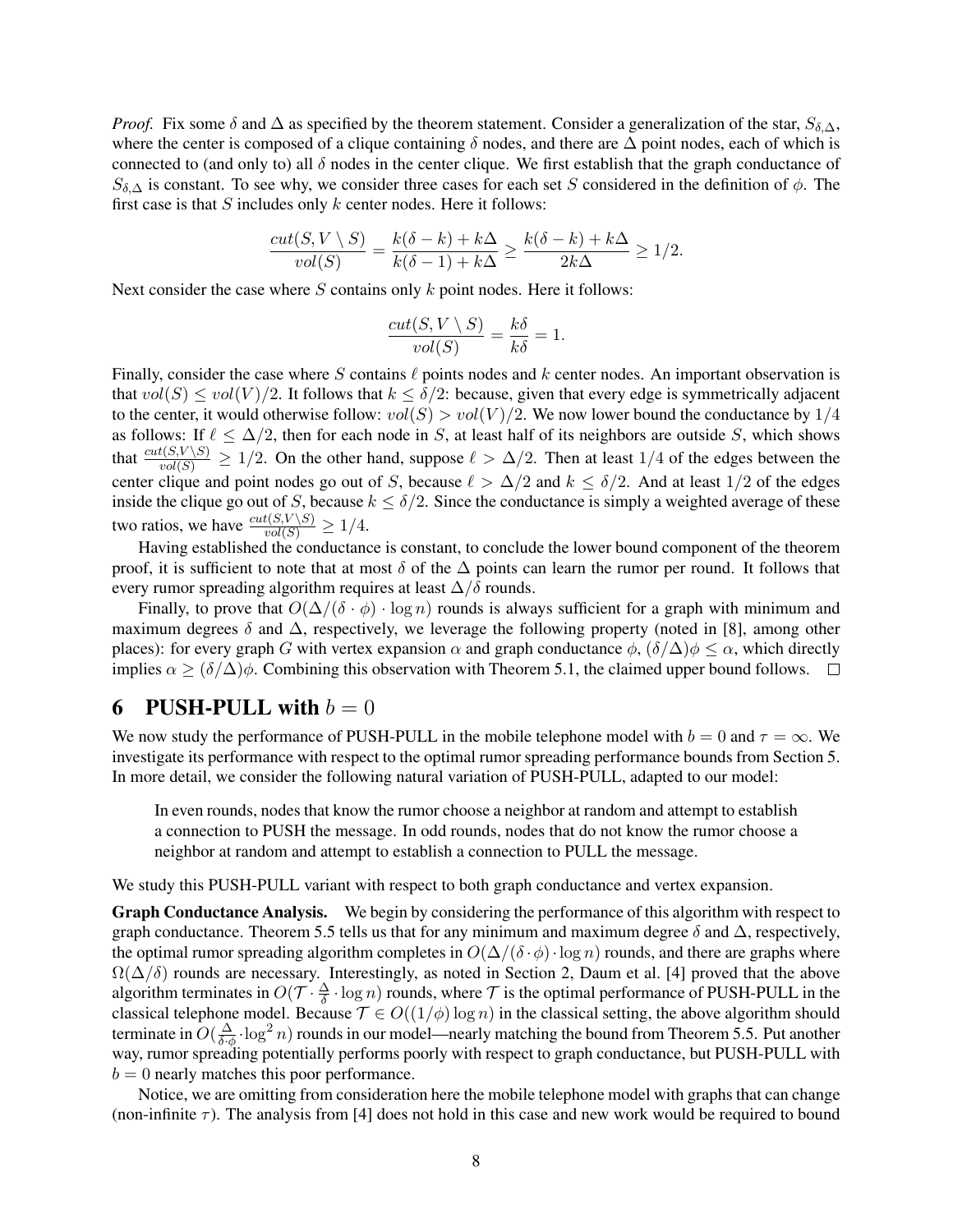*Proof.* Fix some $\delta$ and $\Delta$ as specified by the theorem statement. Consider a generalization of the star, $S_{\delta,\Delta}$, where the center is composed of a clique containing $\delta$ nodes, and there are $\Delta$ point nodes, each of which is connected to (and only to) all $\delta$ nodes in the center clique. We first establish that the graph conductance of $S_{\delta,\Delta}$ is constant. To see why, we consider three cases for each set $S$ considered in the definition of $\phi$. The first case is that $S$ includes only $k$ center nodes. Here it follows:

$$\frac{cut(S, V \setminus S)}{vol(S)} = \frac{k(\delta - k) + k\Delta}{k(\delta - 1) + k\Delta} \geq \frac{k(\delta - k) + k\Delta}{2k\Delta} \geq 1/2.$$

Next consider the case where $S$ contains only $k$ point nodes. Here it follows:

$$\frac{cut(S, V \setminus S)}{vol(S)} = \frac{k\delta}{k\delta} = 1.$$

Finally, consider the case where $S$ contains $\ell$ points nodes and $k$ center nodes. An important observation is that $vol(S) \leq vol(V)/2$. It follows that $k \leq \delta/2$: because, given that every edge is symmetrically adjacent to the center, it would otherwise follow: $vol(S) > vol(V)/2$. We now lower bound the conductance by $1/4$ as follows: If $\ell \leq \Delta/2$, then for each node in $S$, at least half of its neighbors are outside $S$, which shows that $\frac{cut(S,V\setminus S)}{vol(S)} \geq 1/2$. On the other hand, suppose $\ell > \Delta/2$. Then at least $1/4$ of the edges between the center clique and point nodes go out of $S$, because $\ell > \Delta/2$ and $k \leq \delta/2$. And at least $1/2$ of the edges inside the clique go out of $S$, because $k \leq \delta/2$. Since the conductance is simply a weighted average of these two ratios, we have $\frac{cut(S,V\setminus S)}{vol(S)} \geq 1/4$.

Having established the conductance is constant, to conclude the lower bound component of the theorem proof, it is sufficient to note that at most $\delta$ of the $\Delta$ points can learn the rumor per round. It follows that every rumor spreading algorithm requires at least $\Delta/\delta$ rounds.

Finally, to prove that $O(\Delta/(\delta \cdot \phi) \cdot \log n)$ rounds is always sufficient for a graph with minimum and maximum degrees $\delta$ and $\Delta$, respectively, we leverage the following property (noted in [8], among other places): for every graph $G$ with vertex expansion $\alpha$ and graph conductance $\phi$, $(\delta/\Delta)\phi \leq \alpha$, which directly implies $\alpha \geq (\delta/\Delta)\phi$. Combining this observation with Theorem 5.1, the claimed upper bound follows. $\square$

# 6 PUSH-PULL with $b = 0$

We now study the performance of PUSH-PULL in the mobile telephone model with $b = 0$ and $\tau = \infty$. We investigate its performance with respect to the optimal rumor spreading performance bounds from Section 5. In more detail, we consider the following natural variation of PUSH-PULL, adapted to our model:

> In even rounds, nodes that know the rumor choose a neighbor at random and attempt to establish a connection to PUSH the message. In odd rounds, nodes that do not know the rumor choose a neighbor at random and attempt to establish a connection to PULL the message.

We study this PUSH-PULL variant with respect to both graph conductance and vertex expansion.

**Graph Conductance Analysis.** We begin by considering the performance of this algorithm with respect to graph conductance. Theorem 5.5 tells us that for any minimum and maximum degree $\delta$ and $\Delta$, respectively, the optimal rumor spreading algorithm completes in $O(\Delta/(\delta \cdot \phi) \cdot \log n)$ rounds, and there are graphs where $\Omega(\Delta/\delta)$ rounds are necessary. Interestingly, as noted in Section 2, Daum et al. [4] proved that the above algorithm terminates in $O(\mathcal{T} \cdot \frac{\Delta}{\delta} \cdot \log n)$ rounds, where $\mathcal{T}$ is the optimal performance of PUSH-PULL in the classical telephone model. Because $\mathcal{T} \in O((1/\phi) \log n)$ in the classical setting, the above algorithm should terminate in $O(\frac{\Delta}{\delta \cdot \phi} \cdot \log^2 n)$ rounds in our model—nearly matching the bound from Theorem 5.5. Put another way, rumor spreading potentially performs poorly with respect to graph conductance, but PUSH-PULL with $b = 0$ nearly matches this poor performance.

Notice, we are omitting from consideration here the mobile telephone model with graphs that can change (non-infinite $\tau$). The analysis from [4] does not hold in this case and new work would be required to bound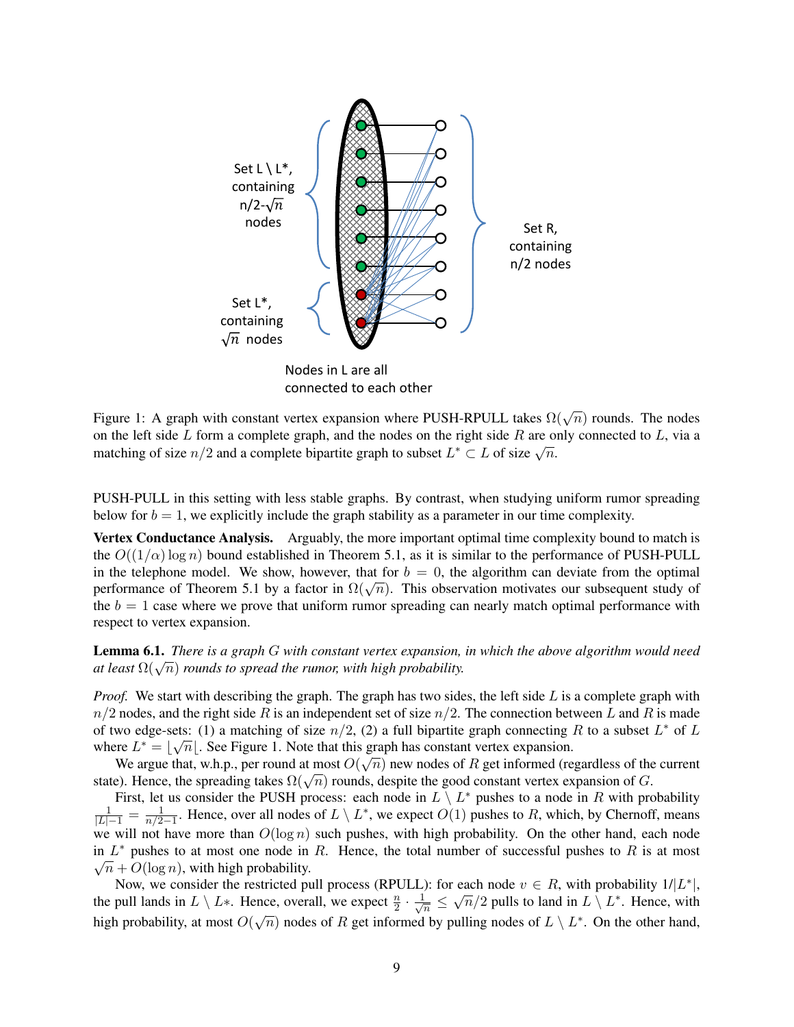Figure 1: A graph with constant vertex expansion where PUSH-RPULL takes $\Omega(\sqrt{n})$ rounds. The nodes on the left side $L$ form a complete graph, and the nodes on the right side $R$ are only connected to $L$, via a matching of size $n/2$ and a complete bipartite graph to subset $L^* \subset L$ of size $\sqrt{n}$.

PUSH-PULL in this setting with less stable graphs. By contrast, when studying uniform rumor spreading below for $b = 1$, we explicitly include the graph stability as a parameter in our time complexity.

**Vertex Conductance Analysis.** Arguably, the more important optimal time complexity bound to match is the $O((1/\alpha)\log n)$ bound established in Theorem 5.1, as it is similar to the performance of PUSH-PULL in the telephone model. We show, however, that for $b = 0$, the algorithm can deviate from the optimal performance of Theorem 5.1 by a factor in $\Omega(\sqrt{n})$. This observation motivates our subsequent study of the $b = 1$ case where we prove that uniform rumor spreading can nearly match optimal performance with respect to vertex expansion.

**Lemma 6.1.** *There is a graph $G$ with constant vertex expansion, in which the above algorithm would need at least $\Omega(\sqrt{n})$ rounds to spread the rumor, with high probability.*

*Proof.* We start with describing the graph. The graph has two sides, the left side $L$ is a complete graph with $n/2$ nodes, and the right side $R$ is an independent set of size $n/2$. The connection between $L$ and $R$ is made of two edge-sets: (1) a matching of size $n/2$, (2) a full bipartite graph connecting $R$ to a subset $L^*$ of $L$ where $L^* = \lfloor\sqrt{n}\rfloor$. See Figure 1. Note that this graph has constant vertex expansion.

We argue that, w.h.p., per round at most $O(\sqrt{n})$ new nodes of $R$ get informed (regardless of the current state). Hence, the spreading takes $\Omega(\sqrt{n})$ rounds, despite the good constant vertex expansion of $G$.

First, let us consider the PUSH process: each node in $L \setminus L^*$ pushes to a node in $R$ with probability $\frac{1}{|L|-1} = \frac{1}{n/2-1}$. Hence, over all nodes of $L \setminus L^*$, we expect $O(1)$ pushes to $R$, which, by Chernoff, means we will not have more than $O(\log n)$ such pushes, with high probability. On the other hand, each node in $L^*$ pushes to at most one node in $R$. Hence, the total number of successful pushes to $R$ is at most $\sqrt{n} + O(\log n)$, with high probability.

Now, we consider the restricted pull process (RPULL): for each node $v \in R$, with probability $1/|L^*|$, the pull lands in $L \setminus L*$. Hence, overall, we expect $\frac{n}{2} \cdot \frac{1}{\sqrt{n}} \leq \sqrt{n}/2$ pulls to land in $L \setminus L^*$. Hence, with high probability, at most $O(\sqrt{n})$ nodes of $R$ get informed by pulling nodes of $L \setminus L^*$. On the other hand,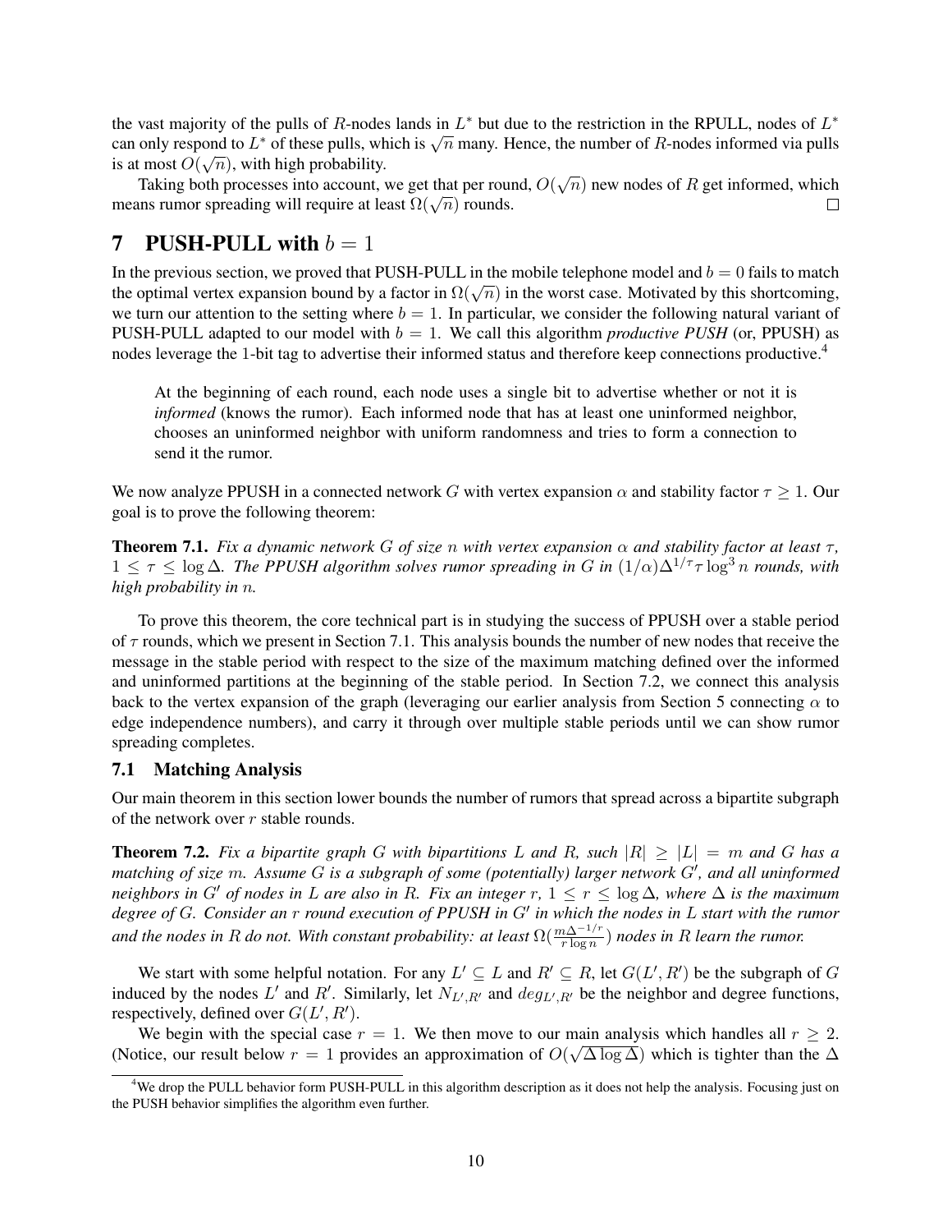the vast majority of the pulls of $R$-nodes lands in $L^*$ but due to the restriction in the RPULL, nodes of $L^*$ can only respond to $L^*$ of these pulls, which is $\sqrt{n}$ many. Hence, the number of $R$-nodes informed via pulls is at most $O(\sqrt{n})$, with high probability.

Taking both processes into account, we get that per round, $O(\sqrt{n})$ new nodes of $R$ get informed, which means rumor spreading will require at least $\Omega(\sqrt{n})$ rounds. □

# 7 PUSH-PULL with $b = 1$

In the previous section, we proved that PUSH-PULL in the mobile telephone model and $b = 0$ fails to match the optimal vertex expansion bound by a factor in $\Omega(\sqrt{n})$ in the worst case. Motivated by this shortcoming, we turn our attention to the setting where $b = 1$. In particular, we consider the following natural variant of PUSH-PULL adapted to our model with $b = 1$. We call this algorithm *productive PUSH* (or, PPUSH) as nodes leverage the 1-bit tag to advertise their informed status and therefore keep connections productive.[4]

> At the beginning of each round, each node uses a single bit to advertise whether or not it is *informed* (knows the rumor). Each informed node that has at least one uninformed neighbor, chooses an uninformed neighbor with uniform randomness and tries to form a connection to send it the rumor.

We now analyze PPUSH in a connected network $G$ with vertex expansion $\alpha$ and stability factor $\tau \geq 1$. Our goal is to prove the following theorem:

**Theorem 7.1.** *Fix a dynamic network $G$ of size $n$ with vertex expansion $\alpha$ and stability factor at least $\tau$, $1 \leq \tau \leq \log \Delta$. The PPUSH algorithm solves rumor spreading in $G$ in $(1/\alpha)\Delta^{1/\tau}\tau \log^3 n$ rounds, with high probability in $n$.*

To prove this theorem, the core technical part is in studying the success of PPUSH over a stable period of $\tau$ rounds, which we present in Section 7.1. This analysis bounds the number of new nodes that receive the message in the stable period with respect to the size of the maximum matching defined over the informed and uninformed partitions at the beginning of the stable period. In Section 7.2, we connect this analysis back to the vertex expansion of the graph (leveraging our earlier analysis from Section 5 connecting $\alpha$ to edge independence numbers), and carry it through over multiple stable periods until we can show rumor spreading completes.

## 7.1 Matching Analysis

Our main theorem in this section lower bounds the number of rumors that spread across a bipartite subgraph of the network over $r$ stable rounds.

**Theorem 7.2.** *Fix a bipartite graph $G$ with bipartitions $L$ and $R$, such $|R| \geq |L| = m$ and $G$ has a matching of size $m$. Assume $G$ is a subgraph of some (potentially) larger network $G'$, and all uninformed neighbors in $G'$ of nodes in $L$ are also in $R$. Fix an integer $r$, $1 \leq r \leq \log \Delta$, where $\Delta$ is the maximum degree of $G$. Consider an $r$ round execution of PPUSH in $G'$ in which the nodes in $L$ start with the rumor and the nodes in $R$ do not. With constant probability: at least $\Omega(\frac{m\Delta^{-1/r}}{r \log n})$ nodes in $R$ learn the rumor.*

We start with some helpful notation. For any $L' \subseteq L$ and $R' \subseteq R$, let $G(L', R')$ be the subgraph of $G$ induced by the nodes $L'$ and $R'$. Similarly, let $N_{L',R'}$ and $deg_{L',R'}$ be the neighbor and degree functions, respectively, defined over $G(L', R')$.

We begin with the special case $r = 1$. We then move to our main analysis which handles all $r \geq 2$. (Notice, our result below $r = 1$ provides an approximation of $O(\sqrt{\Delta \log \Delta})$ which is tighter than the $\Delta$

[4] We drop the PULL behavior form PUSH-PULL in this algorithm description as it does not help the analysis. Focusing just on the PUSH behavior simplifies the algorithm even further.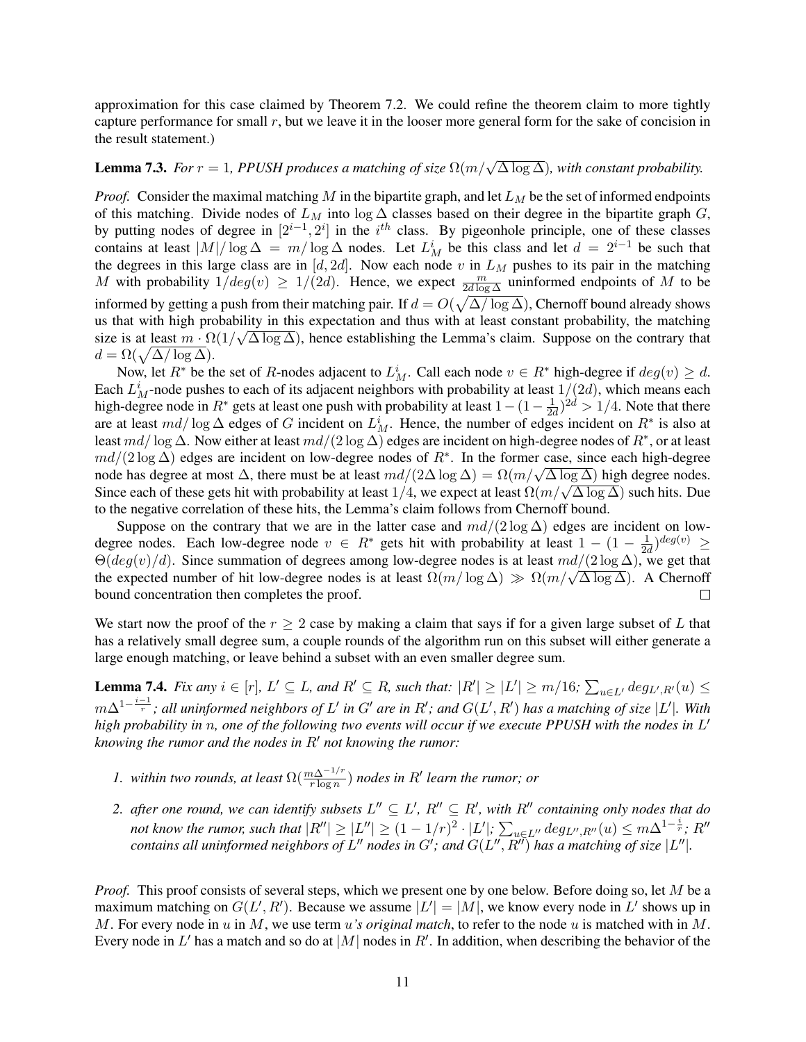approximation for this case claimed by Theorem 7.2. We could refine the theorem claim to more tightly capture performance for small $r$, but we leave it in the looser more general form for the sake of concision in the result statement.)

**Lemma 7.3.** *For $r = 1$, PPUSH produces a matching of size $\Omega(m/\sqrt{\Delta \log \Delta})$, with constant probability.*

*Proof.* Consider the maximal matching $M$ in the bipartite graph, and let $L_M$ be the set of informed endpoints of this matching. Divide nodes of $L_M$ into $\log \Delta$ classes based on their degree in the bipartite graph $G$, by putting nodes of degree in $[2^{i-1}, 2^i]$ in the $i^{th}$ class. By pigeonhole principle, one of these classes contains at least $|M|/\log \Delta = m/\log \Delta$ nodes. Let $L_M^i$ be this class and let $d = 2^{i-1}$ be such that the degrees in this large class are in $[d, 2d]$. Now each node $v$ in $L_M$ pushes to its pair in the matching $M$ with probability $1/deg(v) \geq 1/(2d)$. Hence, we expect $\frac{m}{2d \log \Delta}$ uninformed endpoints of $M$ to be informed by getting a push from their matching pair. If $d = O(\sqrt{\Delta/\log \Delta})$, Chernoff bound already shows us that with high probability in this expectation and thus with at least constant probability, the matching size is at least $m \cdot \Omega(1/\sqrt{\Delta \log \Delta})$, hence establishing the Lemma's claim. Suppose on the contrary that $d = \Omega(\sqrt{\Delta/\log \Delta})$.

Now, let $R^*$ be the set of $R$-nodes adjacent to $L_M^i$. Call each node $v \in R^*$ high-degree if $deg(v) \geq d$. Each $L_M^i$-node pushes to each of its adjacent neighbors with probability at least $1/(2d)$, which means each high-degree node in $R^*$ gets at least one push with probability at least $1 - (1 - \frac{1}{2d})^{2d} > 1/4$. Note that there are at least $md/\log \Delta$ edges of $G$ incident on $L_M^i$. Hence, the number of edges incident on $R^*$ is also at least $md/\log \Delta$. Now either at least $md/(2\log \Delta)$ edges are incident on high-degree nodes of $R^*$, or at least $md/(2\log \Delta)$ edges are incident on low-degree nodes of $R^*$. In the former case, since each high-degree node has degree at most $\Delta$, there must be at least $md/(2\Delta \log \Delta) = \Omega(m/\sqrt{\Delta \log \Delta})$ high degree nodes. Since each of these gets hit with probability at least $1/4$, we expect at least $\Omega(m/\sqrt{\Delta \log \Delta})$ such hits. Due to the negative correlation of these hits, the Lemma's claim follows from Chernoff bound.

Suppose on the contrary that we are in the latter case and $md/(2\log \Delta)$ edges are incident on low-degree nodes. Each low-degree node $v \in R^*$ gets hit with probability at least $1 - (1 - \frac{1}{2d})^{deg(v)} \geq \Theta(deg(v)/d)$. Since summation of degrees among low-degree nodes is at least $md/(2\log \Delta)$, we get that the expected number of hit low-degree nodes is at least $\Omega(m/\log \Delta) \gg \Omega(m/\sqrt{\Delta \log \Delta})$. A Chernoff bound concentration then completes the proof. □

We start now the proof of the $r \geq 2$ case by making a claim that says if for a given large subset of $L$ that has a relatively small degree sum, a couple rounds of the algorithm run on this subset will either generate a large enough matching, or leave behind a subset with an even smaller degree sum.

**Lemma 7.4.** *Fix any $i \in [r]$, $L' \subseteq L$, and $R' \subseteq R$, such that: $|R'| \geq |L'| \geq m/16$; $\sum_{u \in L'} deg_{L',R'}(u) \leq m\Delta^{1-\frac{i-1}{r}}$; all uninformed neighbors of $L'$ in $G'$ are in $R'$; and $G(L', R')$ has a matching of size $|L'|$. With high probability in $n$, one of the following two events will occur if we execute PPUSH with the nodes in $L'$ knowing the rumor and the nodes in $R'$ not knowing the rumor:*

1. *within two rounds, at least $\Omega(\frac{m\Delta^{-1/r}}{r \log n})$ nodes in $R'$ learn the rumor; or*
2. *after one round, we can identify subsets $L'' \subseteq L'$, $R'' \subseteq R'$, with $R''$ containing only nodes that do not know the rumor, such that $|R''| \geq |L''| \geq (1 - 1/r)^2 \cdot |L'|$; $\sum_{u \in L''} deg_{L'',R''}(u) \leq m\Delta^{1-\frac{i}{r}}$; $R''$ contains all uninformed neighbors of $L''$ nodes in $G'$; and $G(L'', R'')$ has a matching of size $|L''|$.*

*Proof.* This proof consists of several steps, which we present one by one below. Before doing so, let $M$ be a maximum matching on $G(L', R')$. Because we assume $|L'| = |M|$, we know every node in $L'$ shows up in $M$. For every node in $u$ in $M$, we use term *$u$'s original match*, to refer to the node $u$ is matched with in $M$. Every node in $L'$ has a match and so do at $|M|$ nodes in $R'$. In addition, when describing the behavior of the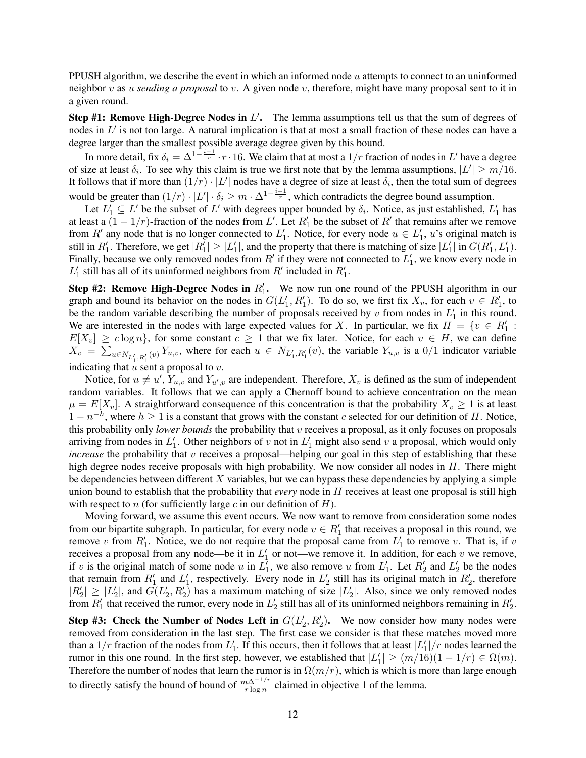PPUSH algorithm, we describe the event in which an informed node $u$ attempts to connect to an uninformed neighbor $v$ as $u$ *sending a proposal* to $v$. A given node $v$, therefore, might have many proposal sent to it in a given round.

**Step #1: Remove High-Degree Nodes in $L'$.** The lemma assumptions tell us that the sum of degrees of nodes in $L'$ is not too large. A natural implication is that at most a small fraction of these nodes can have a degree larger than the smallest possible average degree given by this bound.

In more detail, fix $\delta_i = \Delta^{1-\frac{i-1}{r}} \cdot r \cdot 16$. We claim that at most a $1/r$ fraction of nodes in $L'$ have a degree of size at least $\delta_i$. To see why this claim is true we first note that by the lemma assumptions, $|L'| \geq m/16$. It follows that if more than $(1/r) \cdot |L'|$ nodes have a degree of size at least $\delta_i$, then the total sum of degrees would be greater than $(1/r) \cdot |L'| \cdot \delta_i \geq m \cdot \Delta^{1-\frac{i-1}{r}}$, which contradicts the degree bound assumption.

Let $L'_1 \subseteq L'$ be the subset of $L'$ with degrees upper bounded by $\delta_i$. Notice, as just established, $L'_1$ has at least a $(1 - 1/r)$-fraction of the nodes from $L'$. Let $R'_1$ be the subset of $R'$ that remains after we remove from $R'$ any node that is no longer connected to $L'_1$. Notice, for every node $u \in L'_1$, $u$'s original match is still in $R'_1$. Therefore, we get $|R'_1| \geq |L'_1|$, and the property that there is matching of size $|L'_1|$ in $G(R'_1, L'_1)$. Finally, because we only removed nodes from $R'$ if they were not connected to $L'_1$, we know every node in $L'_1$ still has all of its uninformed neighbors from $R'$ included in $R'_1$.

**Step #2: Remove High-Degree Nodes in $R'_1$.** We now run one round of the PPUSH algorithm in our graph and bound its behavior on the nodes in $G(L'_1, R'_1)$. To do so, we first fix $X_v$, for each $v \in R'_1$, to be the random variable describing the number of proposals received by $v$ from nodes in $L'_1$ in this round. We are interested in the nodes with large expected values for $X$. In particular, we fix $H = \{v \in R'_1 : E[X_v] \geq c \log n\}$, for some constant $c \geq 1$ that we fix later. Notice, for each $v \in H$, we can define $X_v = \sum_{u \in N_{L'_1, R'_1}(v)} Y_{u,v}$, where for each $u \in N_{L'_1, R'_1}(v)$, the variable $Y_{u,v}$ is a $0/1$ indicator variable indicating that $u$ sent a proposal to $v$.

Notice, for $u \neq u'$, $Y_{u,v}$ and $Y_{u',v}$ are independent. Therefore, $X_v$ is defined as the sum of independent random variables. It follows that we can apply a Chernoff bound to achieve concentration on the mean $\mu = E[X_v]$. A straightforward consequence of this concentration is that the probability $X_v \geq 1$ is at least $1 - n^{-h}$, where $h \geq 1$ is a constant that grows with the constant $c$ selected for our definition of $H$. Notice, this probability only *lower bounds* the probability that $v$ receives a proposal, as it only focuses on proposals arriving from nodes in $L'_1$. Other neighbors of $v$ not in $L'_1$ might also send $v$ a proposal, which would only *increase* the probability that $v$ receives a proposal—helping our goal in this step of establishing that these high degree nodes receive proposals with high probability. We now consider all nodes in $H$. There might be dependencies between different $X$ variables, but we can bypass these dependencies by applying a simple union bound to establish that the probability that *every* node in $H$ receives at least one proposal is still high with respect to $n$ (for sufficiently large $c$ in our definition of $H$).

Moving forward, we assume this event occurs. We now want to remove from consideration some nodes from our bipartite subgraph. In particular, for every node $v \in R'_1$ that receives a proposal in this round, we remove $v$ from $R'_1$. Notice, we do not require that the proposal came from $L'_1$ to remove $v$. That is, if $v$ receives a proposal from any node—be it in $L'_1$ or not—we remove it. In addition, for each $v$ we remove, if $v$ is the original match of some node $u$ in $L'_1$, we also remove $u$ from $L'_1$. Let $R'_2$ and $L'_2$ be the nodes that remain from $R'_1$ and $L'_1$, respectively. Every node in $L'_2$ still has its original match in $R'_2$, therefore $|R'_2| \geq |L'_2|$, and $G(L'_2, R'_2)$ has a maximum matching of size $|L'_2|$. Also, since we only removed nodes from $R'_1$ that received the rumor, every node in $L'_2$ still has all of its uninformed neighbors remaining in $R'_2$.

**Step #3: Check the Number of Nodes Left in $G(L'_2, R'_2)$.** We now consider how many nodes were removed from consideration in the last step. The first case we consider is that these matches moved more than a $1/r$ fraction of the nodes from $L'_1$. If this occurs, then it follows that at least $|L'_1|/r$ nodes learned the rumor in this one round. In the first step, however, we established that $|L'_1| \geq (m/16)(1 - 1/r) \in \Omega(m)$. Therefore the number of nodes that learn the rumor is in $\Omega(m/r)$, which is which is more than large enough to directly satisfy the bound of bound of $\frac{m\Delta^{-1/r}}{r \log n}$ claimed in objective 1 of the lemma.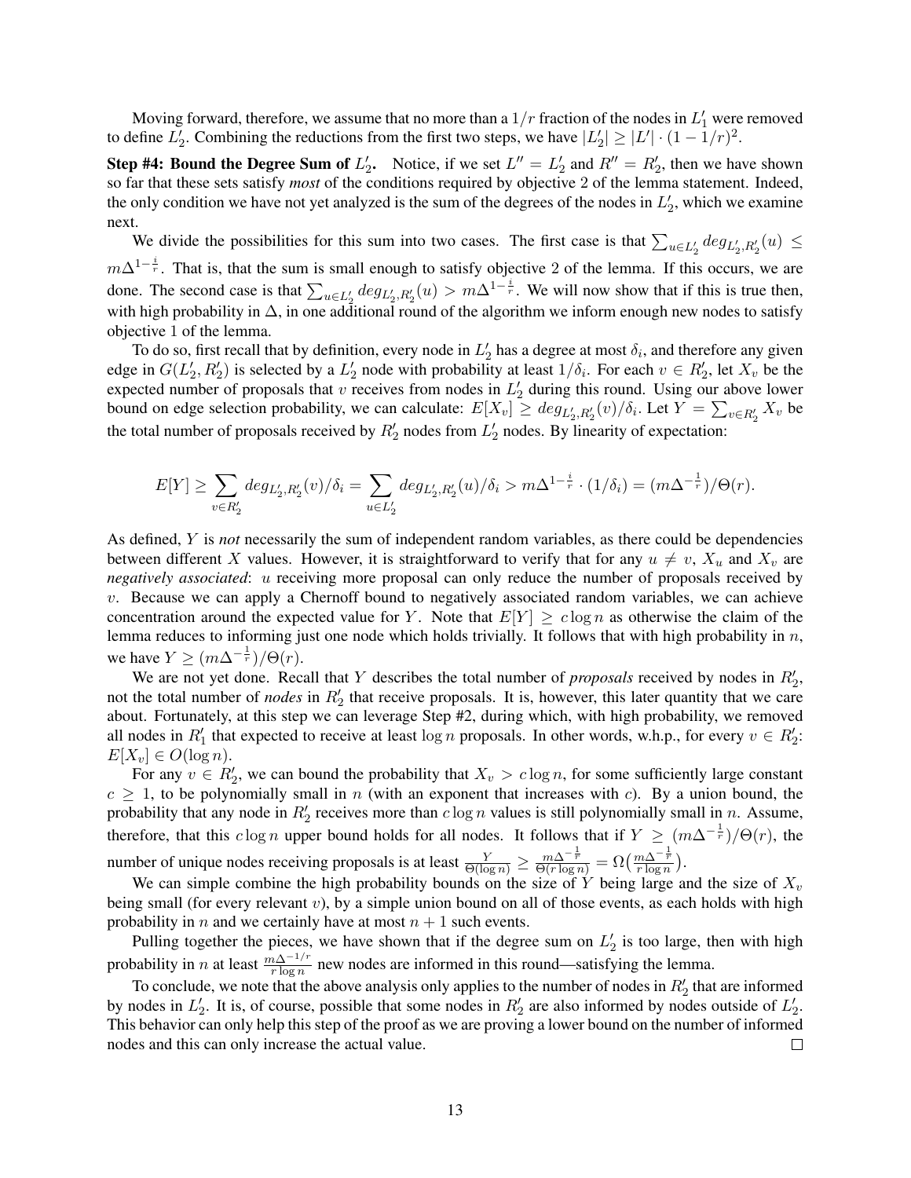Moving forward, therefore, we assume that no more than a $1/r$ fraction of the nodes in $L'_1$ were removed to define $L'_2$. Combining the reductions from the first two steps, we have $|L'_2| \geq |L'| \cdot (1 - 1/r)^2$.

**Step #4: Bound the Degree Sum of $L'_2$.** Notice, if we set $L'' = L'_2$ and $R'' = R'_2$, then we have shown so far that these sets satisfy *most* of the conditions required by objective 2 of the lemma statement. Indeed, the only condition we have not yet analyzed is the sum of the degrees of the nodes in $L'_2$, which we examine next.

We divide the possibilities for this sum into two cases. The first case is that $\sum_{u \in L'_2} deg_{L'_2, R'_2}(u) \leq m\Delta^{1-\frac{i}{r}}$. That is, that the sum is small enough to satisfy objective 2 of the lemma. If this occurs, we are done. The second case is that $\sum_{u \in L'_2} deg_{L'_2, R'_2}(u) > m\Delta^{1-\frac{i}{r}}$. We will now show that if this is true then, with high probability in $\Delta$, in one additional round of the algorithm we inform enough new nodes to satisfy objective 1 of the lemma.

To do so, first recall that by definition, every node in $L'_2$ has a degree at most $\delta_i$, and therefore any given edge in $G(L'_2, R'_2)$ is selected by a $L'_2$ node with probability at least $1/\delta_i$. For each $v \in R'_2$, let $X_v$ be the expected number of proposals that $v$ receives from nodes in $L'_2$ during this round. Using our above lower bound on edge selection probability, we can calculate: $E[X_v] \geq deg_{L'_2, R'_2}(v)/\delta_i$. Let $Y = \sum_{v \in R'_2} X_v$ be the total number of proposals received by $R'_2$ nodes from $L'_2$ nodes. By linearity of expectation:

$$E[Y] \geq \sum_{v \in R'_2} deg_{L'_2, R'_2}(v)/\delta_i = \sum_{u \in L'_2} deg_{L'_2, R'_2}(u)/\delta_i > m\Delta^{1-\frac{i}{r}} \cdot (1/\delta_i) = (m\Delta^{-\frac{1}{r}})/\Theta(r).$$

As defined, $Y$ is *not* necessarily the sum of independent random variables, as there could be dependencies between different $X$ values. However, it is straightforward to verify that for any $u \neq v$, $X_u$ and $X_v$ are *negatively associated*: $u$ receiving more proposal can only reduce the number of proposals received by $v$. Because we can apply a Chernoff bound to negatively associated random variables, we can achieve concentration around the expected value for $Y$. Note that $E[Y] \geq c \log n$ as otherwise the claim of the lemma reduces to informing just one node which holds trivially. It follows that with high probability in $n$, we have $Y \geq (m\Delta^{-\frac{1}{r}})/\Theta(r)$.

We are not yet done. Recall that $Y$ describes the total number of *proposals* received by nodes in $R'_2$, not the total number of *nodes* in $R'_2$ that receive proposals. It is, however, this later quantity that we care about. Fortunately, at this step we can leverage Step #2, during which, with high probability, we removed all nodes in $R'_1$ that expected to receive at least $\log n$ proposals. In other words, w.h.p., for every $v \in R'_2$: $E[X_v] \in O(\log n)$.

For any $v \in R'_2$, we can bound the probability that $X_v > c \log n$, for some sufficiently large constant $c \geq 1$, to be polynomially small in $n$ (with an exponent that increases with $c$). By a union bound, the probability that any node in $R'_2$ receives more than $c \log n$ values is still polynomially small in $n$. Assume, therefore, that this $c \log n$ upper bound holds for all nodes. It follows that if $Y \geq (m\Delta^{-\frac{1}{r}})/\Theta(r)$, the number of unique nodes receiving proposals is at least $\frac{Y}{\Theta(\log n)} \geq \frac{m\Delta^{-\frac{1}{r}}}{\Theta(r \log n)} = \Omega\big(\frac{m\Delta^{-\frac{1}{r}}}{r \log n}\big)$.

We can simple combine the high probability bounds on the size of $Y$ being large and the size of $X_v$ being small (for every relevant $v$), by a simple union bound on all of those events, as each holds with high probability in $n$ and we certainly have at most $n + 1$ such events.

Pulling together the pieces, we have shown that if the degree sum on $L'_2$ is too large, then with high probability in $n$ at least $\frac{m\Delta^{-1/r}}{r \log n}$ new nodes are informed in this round—satisfying the lemma.

To conclude, we note that the above analysis only applies to the number of nodes in $R'_2$ that are informed by nodes in $L'_2$. It is, of course, possible that some nodes in $R'_2$ are also informed by nodes outside of $L'_2$. This behavior can only help this step of the proof as we are proving a lower bound on the number of informed nodes and this can only increase the actual value. ☐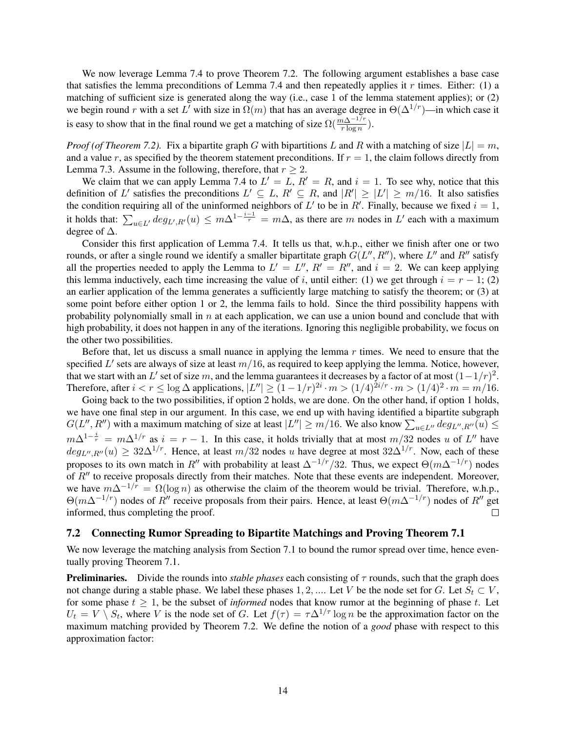We now leverage Lemma 7.4 to prove Theorem 7.2. The following argument establishes a base case that satisfies the lemma preconditions of Lemma 7.4 and then repeatedly applies it $r$ times. Either: (1) a matching of sufficient size is generated along the way (i.e., case 1 of the lemma statement applies); or (2) we begin round $r$ with a set $L'$ with size in $\Omega(m)$ that has an average degree in $\Theta(\Delta^{1/r})$—in which case it is easy to show that in the final round we get a matching of size $\Omega(\frac{m\Delta^{-1/r}}{r \log n})$.

*Proof (of Theorem 7.2).* Fix a bipartite graph $G$ with bipartitions $L$ and $R$ with a matching of size $|L| = m$, and a value $r$, as specified by the theorem statement preconditions. If $r = 1$, the claim follows directly from Lemma 7.3. Assume in the following, therefore, that $r \geq 2$.

We claim that we can apply Lemma 7.4 to $L' = L$, $R' = R$, and $i = 1$. To see why, notice that this definition of $L'$ satisfies the preconditions $L' \subseteq L$, $R' \subseteq R$, and $|R'| \geq |L'| \geq m/16$. It also satisfies the condition requiring all of the uninformed neighbors of $L'$ to be in $R'$. Finally, because we fixed $i = 1$, it holds that: $\sum_{u \in L'} deg_{L',R'}(u) \leq m\Delta^{1-\frac{i-1}{r}} = m\Delta$, as there are $m$ nodes in $L'$ each with a maximum degree of $\Delta$.

Consider this first application of Lemma 7.4. It tells us that, w.h.p., either we finish after one or two rounds, or after a single round we identify a smaller bipartitate graph $G(L'', R'')$, where $L''$ and $R''$ satisfy all the properties needed to apply the Lemma to $L' = L''$, $R' = R''$, and $i = 2$. We can keep applying this lemma inductively, each time increasing the value of $i$, until either: (1) we get through $i = r - 1$; (2) an earlier application of the lemma generates a sufficiently large matching to satisfy the theorem; or (3) at some point before either option 1 or 2, the lemma fails to hold. Since the third possibility happens with probability polynomially small in $n$ at each application, we can use a union bound and conclude that with high probability, it does not happen in any of the iterations. Ignoring this negligible probability, we focus on the other two possibilities.

Before that, let us discuss a small nuance in applying the lemma $r$ times. We need to ensure that the specified $L'$ sets are always of size at least $m/16$, as required to keep applying the lemma. Notice, however, that we start with an $L'$ set of size $m$, and the lemma guarantees it decreases by a factor of at most $(1-1/r)^2$. Therefore, after $i < r \leq \log \Delta$ applications, $|L''| \geq (1-1/r)^{2i} \cdot m > (1/4)^{2i/r} \cdot m > (1/4)^2 \cdot m = m/16$.

Going back to the two possibilities, if option 2 holds, we are done. On the other hand, if option 1 holds, we have one final step in our argument. In this case, we end up with having identified a bipartite subgraph $G(L'', R'')$ with a maximum matching of size at least $|L''| \geq m/16$. We also know $\sum_{u \in L''} deg_{L'',R''}(u) \leq m\Delta^{1-\frac{i}{r}} = m\Delta^{1/r}$ as $i = r - 1$. In this case, it holds trivially that at most $m/32$ nodes $u$ of $L''$ have $deg_{L'',R''}(u) \geq 32\Delta^{1/r}$. Hence, at least $m/32$ nodes $u$ have degree at most $32\Delta^{1/r}$. Now, each of these proposes to its own match in $R''$ with probability at least $\Delta^{-1/r}/32$. Thus, we expect $\Theta(m\Delta^{-1/r})$ nodes of $R''$ to receive proposals directly from their matches. Note that these events are independent. Moreover, we have $m\Delta^{-1/r} = \Omega(\log n)$ as otherwise the claim of the theorem would be trivial. Therefore, w.h.p., $\Theta(m\Delta^{-1/r})$ nodes of $R''$ receive proposals from their pairs. Hence, at least $\Theta(m\Delta^{-1/r})$ nodes of $R''$ get informed, thus completing the proof. $\square$

### 7.2 Connecting Rumor Spreading to Bipartite Matchings and Proving Theorem 7.1

We now leverage the matching analysis from Section 7.1 to bound the rumor spread over time, hence eventually proving Theorem 7.1.

**Preliminaries.** Divide the rounds into *stable phases* each consisting of $\tau$ rounds, such that the graph does not change during a stable phase. We label these phases $1, 2, \ldots$. Let $V$ be the node set for $G$. Let $S_t \subset V$, for some phase $t \geq 1$, be the subset of *informed* nodes that know rumor at the beginning of phase $t$. Let $U_t = V \setminus S_t$, where $V$ is the node set of $G$. Let $f(\tau) = \tau\Delta^{1/\tau} \log n$ be the approximation factor on the maximum matching provided by Theorem 7.2. We define the notion of a *good* phase with respect to this approximation factor: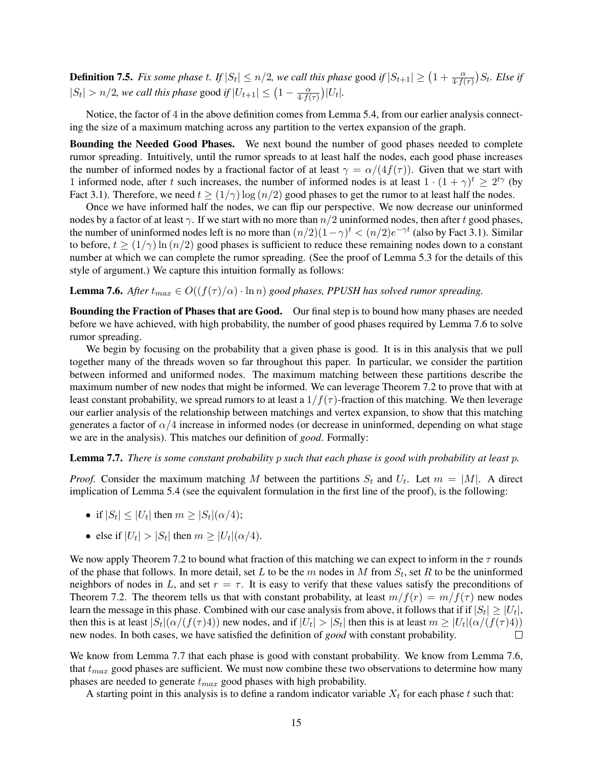**Definition 7.5.** *Fix some phase $t$. If $|S_t| \leq n/2$, we call this phase* good *if $|S_{t+1}| \geq \left(1 + \frac{\alpha}{4 \cdot f(\tau)}\right) S_t$. Else if $|S_t| > n/2$, we call this phase* good *if $|U_{t+1}| \leq \left(1 - \frac{\alpha}{4 \cdot f(\tau)}\right)|U_t|$.*

Notice, the factor of 4 in the above definition comes from Lemma 5.4, from our earlier analysis connecting the size of a maximum matching across any partition to the vertex expansion of the graph.

**Bounding the Needed Good Phases.** We next bound the number of good phases needed to complete rumor spreading. Intuitively, until the rumor spreads to at least half the nodes, each good phase increases the number of informed nodes by a fractional factor of at least $\gamma = \alpha/(4f(\tau))$. Given that we start with 1 informed node, after $t$ such increases, the number of informed nodes is at least $1 \cdot (1 + \gamma)^t \geq 2^{t\gamma}$ (by Fact 3.1). Therefore, we need $t \geq (1/\gamma) \log(n/2)$ good phases to get the rumor to at least half the nodes.

Once we have informed half the nodes, we can flip our perspective. We now decrease our uninformed nodes by a factor of at least $\gamma$. If we start with no more than $n/2$ uninformed nodes, then after $t$ good phases, the number of uninformed nodes left is no more than $(n/2)(1-\gamma)^t < (n/2)e^{-\gamma t}$ (also by Fact 3.1). Similar to before, $t \geq (1/\gamma) \ln(n/2)$ good phases is sufficient to reduce these remaining nodes down to a constant number at which we can complete the rumor spreading. (See the proof of Lemma 5.3 for the details of this style of argument.) We capture this intuition formally as follows:

**Lemma 7.6.** *After $t_{max} \in O((f(\tau)/\alpha) \cdot \ln n)$ good phases, PPUSH has solved rumor spreading.*

**Bounding the Fraction of Phases that are Good.** Our final step is to bound how many phases are needed before we have achieved, with high probability, the number of good phases required by Lemma 7.6 to solve rumor spreading.

We begin by focusing on the probability that a given phase is good. It is in this analysis that we pull together many of the threads woven so far throughout this paper. In particular, we consider the partition between informed and uniformed nodes. The maximum matching between these partitions describe the maximum number of new nodes that might be informed. We can leverage Theorem 7.2 to prove that with at least constant probability, we spread rumors to at least a $1/f(\tau)$-fraction of this matching. We then leverage our earlier analysis of the relationship between matchings and vertex expansion, to show that this matching generates a factor of $\alpha/4$ increase in informed nodes (or decrease in uninformed, depending on what stage we are in the analysis). This matches our definition of *good*. Formally:

**Lemma 7.7.** *There is some constant probability $p$ such that each phase is good with probability at least $p$.*

*Proof.* Consider the maximum matching $M$ between the partitions $S_t$ and $U_t$. Let $m = |M|$. A direct implication of Lemma 5.4 (see the equivalent formulation in the first line of the proof), is the following:

- if $|S_t| \leq |U_t|$ then $m \geq |S_t|(\alpha/4)$;
- else if $|U_t| > |S_t|$ then $m \geq |U_t|(\alpha/4)$.

We now apply Theorem 7.2 to bound what fraction of this matching we can expect to inform in the $\tau$ rounds of the phase that follows. In more detail, set $L$ to be the $m$ nodes in $M$ from $S_t$, set $R$ to be the uninformed neighbors of nodes in $L$, and set $r = \tau$. It is easy to verify that these values satisfy the preconditions of Theorem 7.2. The theorem tells us that with constant probability, at least $m/f(r) = m/f(\tau)$ new nodes learn the message in this phase. Combined with our case analysis from above, it follows that if if $|S_t| \geq |U_t|$, then this is at least $|S_t|(\alpha/(f(\tau)4))$ new nodes, and if $|U_t| > |S_t|$ then this is at least $m \geq |U_t|(\alpha/(f(\tau)4))$ new nodes. In both cases, we have satisfied the definition of *good* with constant probability. $\square$

We know from Lemma 7.7 that each phase is good with constant probability. We know from Lemma 7.6, that $t_{max}$ good phases are sufficient. We must now combine these two observations to determine how many phases are needed to generate $t_{max}$ good phases with high probability.

A starting point in this analysis is to define a random indicator variable $X_t$ for each phase $t$ such that: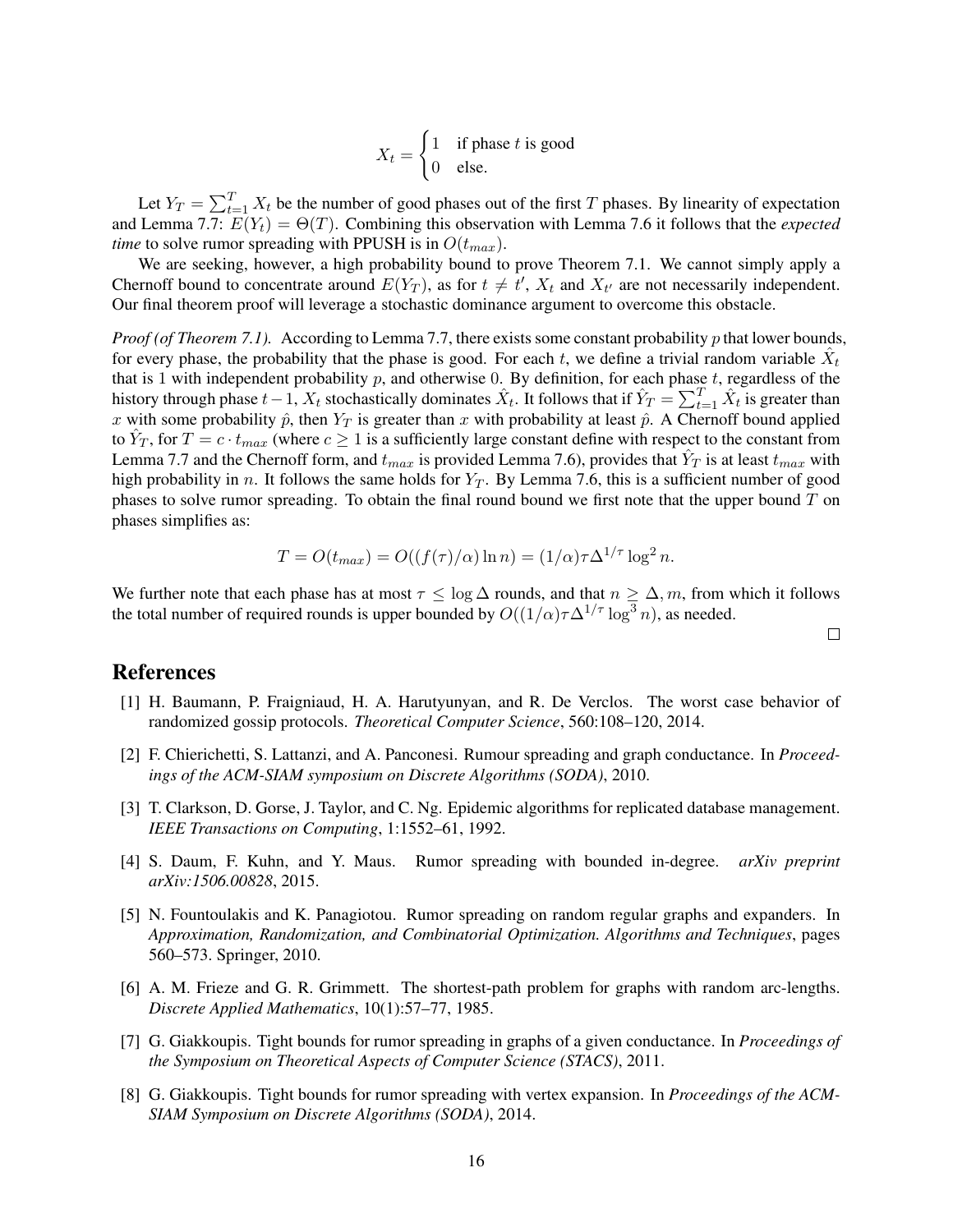$$X_t = \begin{cases} 1 & \text{if phase } t \text{ is good} \\ 0 & \text{else.} \end{cases}$$

Let $Y_T = \sum_{t=1}^{T} X_t$ be the number of good phases out of the first $T$ phases. By linearity of expectation and Lemma 7.7: $E(Y_t) = \Theta(T)$. Combining this observation with Lemma 7.6 it follows that the *expected time* to solve rumor spreading with PPUSH is in $O(t_{max})$.

We are seeking, however, a high probability bound to prove Theorem 7.1. We cannot simply apply a Chernoff bound to concentrate around $E(Y_T)$, as for $t \neq t'$, $X_t$ and $X_{t'}$ are not necessarily independent. Our final theorem proof will leverage a stochastic dominance argument to overcome this obstacle.

*Proof (of Theorem 7.1).* According to Lemma 7.7, there exists some constant probability $p$ that lower bounds, for every phase, the probability that the phase is good. For each $t$, we define a trivial random variable $\hat{X}_t$ that is 1 with independent probability $p$, and otherwise 0. By definition, for each phase $t$, regardless of the history through phase $t-1$, $X_t$ stochastically dominates $\hat{X}_t$. It follows that if $\hat{Y}_T = \sum_{t=1}^{T} \hat{X}_t$ is greater than $x$ with some probability $\hat{p}$, then $Y_T$ is greater than $x$ with probability at least $\hat{p}$. A Chernoff bound applied to $\hat{Y}_T$, for $T = c \cdot t_{max}$ (where $c \geq 1$ is a sufficiently large constant define with respect to the constant from Lemma 7.7 and the Chernoff form, and $t_{max}$ is provided Lemma 7.6), provides that $\hat{Y}_T$ is at least $t_{max}$ with high probability in $n$. It follows the same holds for $Y_T$. By Lemma 7.6, this is a sufficient number of good phases to solve rumor spreading. To obtain the final round bound we first note that the upper bound $T$ on phases simplifies as:

$$T = O(t_{max}) = O((f(\tau)/\alpha)\ln n) = (1/\alpha)\tau\Delta^{1/\tau}\log^2 n.$$

We further note that each phase has at most $\tau \leq \log \Delta$ rounds, and that $n \geq \Delta, m$, from which it follows the total number of required rounds is upper bounded by $O((1/\alpha)\tau\Delta^{1/\tau}\log^3 n)$, as needed.

□

# References

[1] H. Baumann, P. Fraigniaud, H. A. Harutyunyan, and R. De Verclos. The worst case behavior of randomized gossip protocols. *Theoretical Computer Science*, 560:108–120, 2014.

[2] F. Chierichetti, S. Lattanzi, and A. Panconesi. Rumour spreading and graph conductance. In *Proceedings of the ACM-SIAM symposium on Discrete Algorithms (SODA)*, 2010.

[3] T. Clarkson, D. Gorse, J. Taylor, and C. Ng. Epidemic algorithms for replicated database management. *IEEE Transactions on Computing*, 1:1552–61, 1992.

[4] S. Daum, F. Kuhn, and Y. Maus. Rumor spreading with bounded in-degree. *arXiv preprint arXiv:1506.00828*, 2015.

[5] N. Fountoulakis and K. Panagiotou. Rumor spreading on random regular graphs and expanders. In *Approximation, Randomization, and Combinatorial Optimization. Algorithms and Techniques*, pages 560–573. Springer, 2010.

[6] A. M. Frieze and G. R. Grimmett. The shortest-path problem for graphs with random arc-lengths. *Discrete Applied Mathematics*, 10(1):57–77, 1985.

[7] G. Giakkoupis. Tight bounds for rumor spreading in graphs of a given conductance. In *Proceedings of the Symposium on Theoretical Aspects of Computer Science (STACS)*, 2011.

[8] G. Giakkoupis. Tight bounds for rumor spreading with vertex expansion. In *Proceedings of the ACM-SIAM Symposium on Discrete Algorithms (SODA)*, 2014.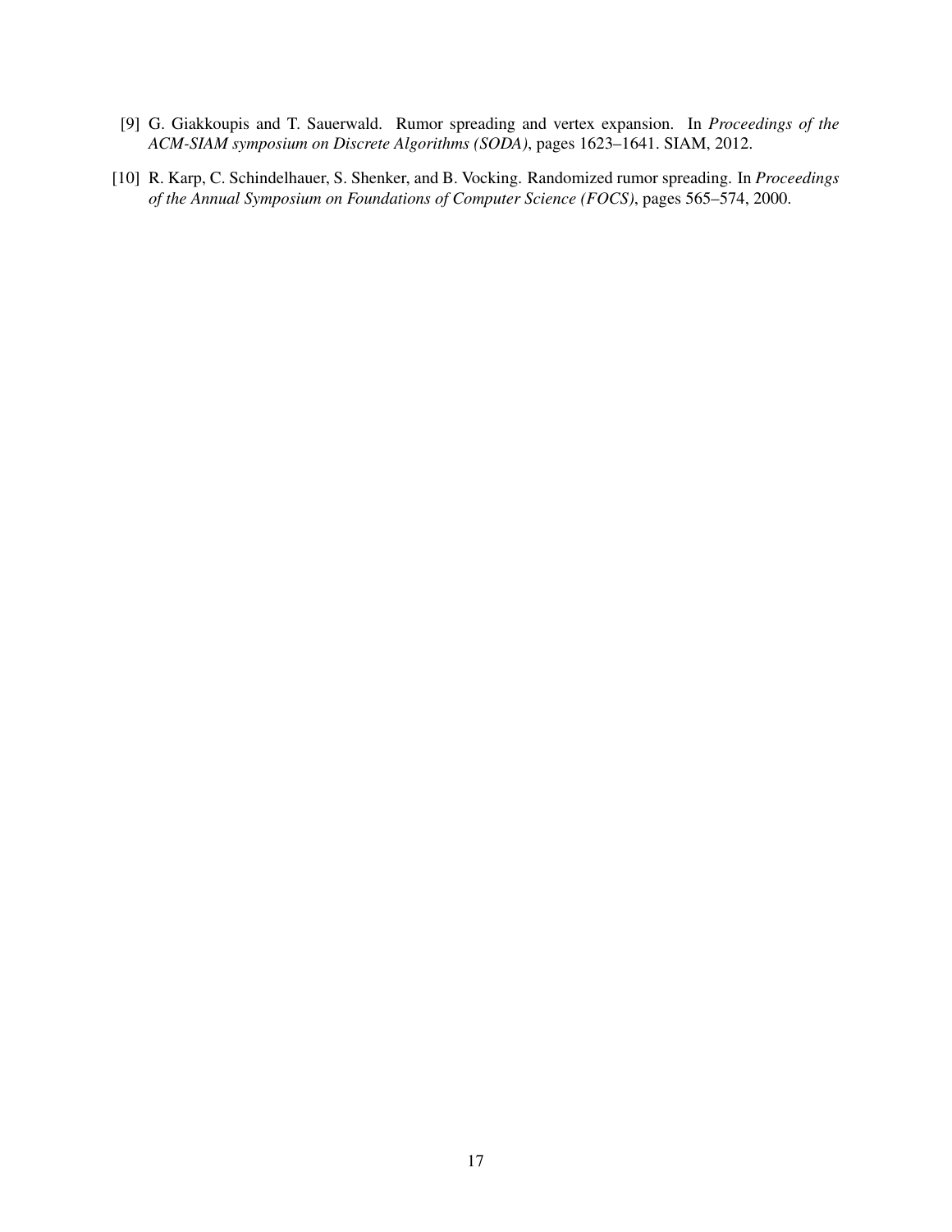[9] G. Giakkoupis and T. Sauerwald. Rumor spreading and vertex expansion. In *Proceedings of the ACM-SIAM symposium on Discrete Algorithms (SODA)*, pages 1623–1641. SIAM, 2012.

[10] R. Karp, C. Schindelhauer, S. Shenker, and B. Vocking. Randomized rumor spreading. In *Proceedings of the Annual Symposium on Foundations of Computer Science (FOCS)*, pages 565–574, 2000.